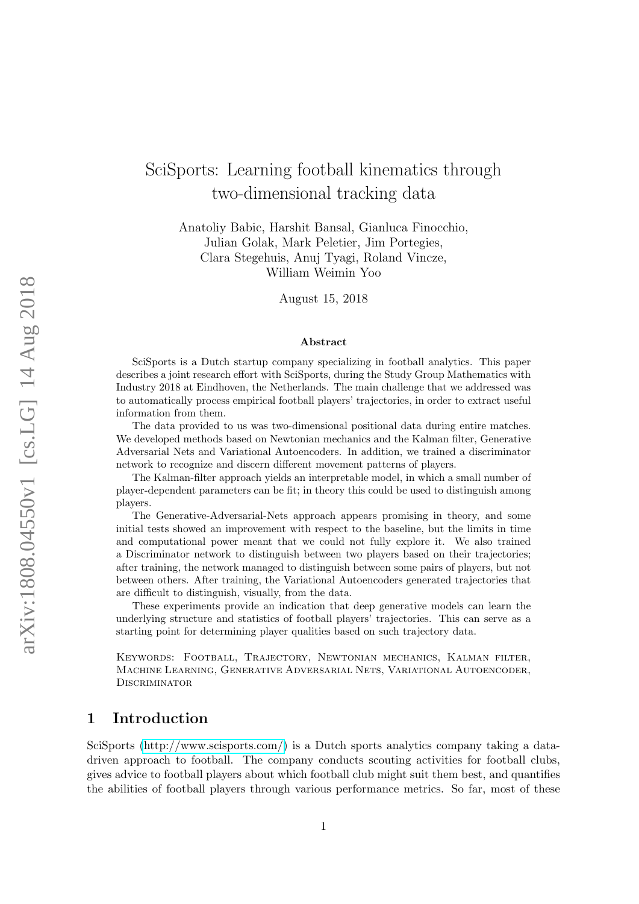# SciSports: Learning football kinematics through two-dimensional tracking data

Anatoliy Babic, Harshit Bansal, Gianluca Finocchio, Julian Golak, Mark Peletier, Jim Portegies, Clara Stegehuis, Anuj Tyagi, Roland Vincze, William Weimin Yoo

August 15, 2018

### Abstract

SciSports is a Dutch startup company specializing in football analytics. This paper describes a joint research effort with SciSports, during the Study Group Mathematics with Industry 2018 at Eindhoven, the Netherlands. The main challenge that we addressed was to automatically process empirical football players' trajectories, in order to extract useful information from them.

The data provided to us was two-dimensional positional data during entire matches. We developed methods based on Newtonian mechanics and the Kalman filter, Generative Adversarial Nets and Variational Autoencoders. In addition, we trained a discriminator network to recognize and discern different movement patterns of players.

The Kalman-filter approach yields an interpretable model, in which a small number of player-dependent parameters can be fit; in theory this could be used to distinguish among players.

The Generative-Adversarial-Nets approach appears promising in theory, and some initial tests showed an improvement with respect to the baseline, but the limits in time and computational power meant that we could not fully explore it. We also trained a Discriminator network to distinguish between two players based on their trajectories; after training, the network managed to distinguish between some pairs of players, but not between others. After training, the Variational Autoencoders generated trajectories that are difficult to distinguish, visually, from the data.

These experiments provide an indication that deep generative models can learn the underlying structure and statistics of football players' trajectories. This can serve as a starting point for determining player qualities based on such trajectory data.

Keywords: Football, Trajectory, Newtonian mechanics, Kalman filter, Machine Learning, Generative Adversarial Nets, Variational Autoencoder, Discriminator

## 1 Introduction

SciSports (http://www.scisports.com/) is a Dutch sports analytics company taking a data-driven approach to football. The company conducts scouting activities for football clubs, gives advice to football players about which football club might suit them best, and quantifies the abilities of football players through various performance metrics. So far, most of these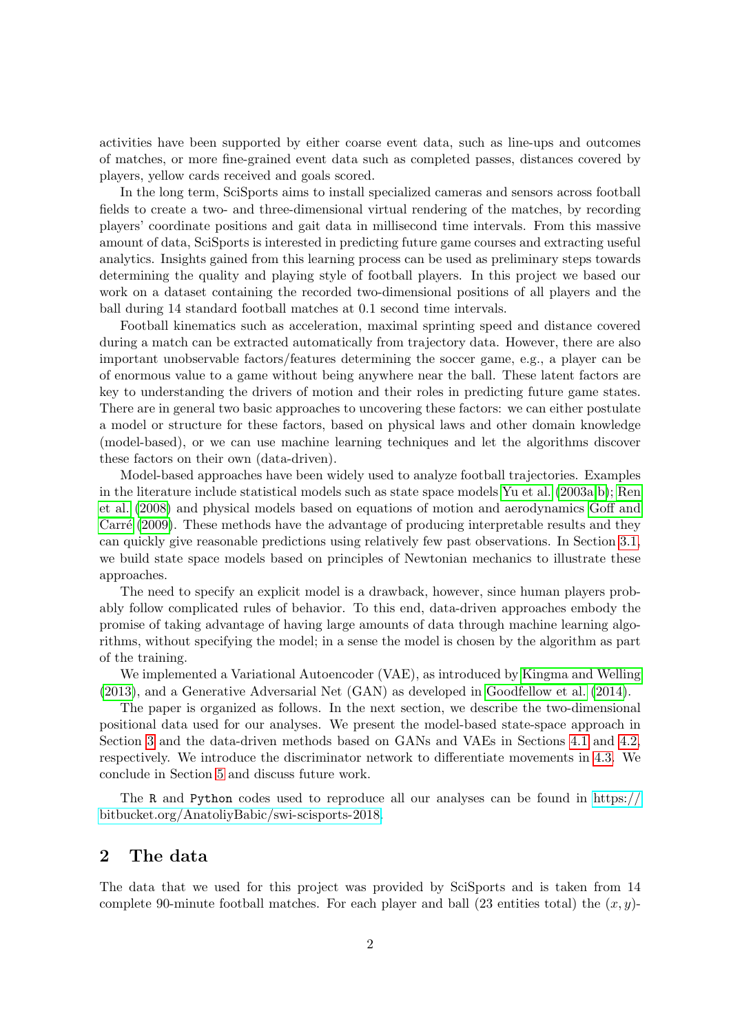activities have been supported by either coarse event data, such as line-ups and outcomes of matches, or more fine-grained event data such as completed passes, distances covered by players, yellow cards received and goals scored.

In the long term, SciSports aims to install specialized cameras and sensors across football fields to create a two- and three-dimensional virtual rendering of the matches, by recording players' coordinate positions and gait data in millisecond time intervals. From this massive amount of data, SciSports is interested in predicting future game courses and extracting useful analytics. Insights gained from this learning process can be used as preliminary steps towards determining the quality and playing style of football players. In this project we based our work on a dataset containing the recorded two-dimensional positions of all players and the ball during 14 standard football matches at 0.1 second time intervals.

Football kinematics such as acceleration, maximal sprinting speed and distance covered during a match can be extracted automatically from trajectory data. However, there are also important unobservable factors/features determining the soccer game, e.g., a player can be of enormous value to a game without being anywhere near the ball. These latent factors are key to understanding the drivers of motion and their roles in predicting future game states. There are in general two basic approaches to uncovering these factors: we can either postulate a model or structure for these factors, based on physical laws and other domain knowledge (model-based), or we can use machine learning techniques and let the algorithms discover these factors on their own (data-driven).

Model-based approaches have been widely used to analyze football trajectories. Examples in the literature include statistical models such as state space models Yu et al. (2003a,b); Ren et al. (2008) and physical models based on equations of motion and aerodynamics Goff and Carré (2009). These methods have the advantage of producing interpretable results and they can quickly give reasonable predictions using relatively few past observations. In Section 3.1, we build state space models based on principles of Newtonian mechanics to illustrate these approaches.

The need to specify an explicit model is a drawback, however, since human players probably follow complicated rules of behavior. To this end, data-driven approaches embody the promise of taking advantage of having large amounts of data through machine learning algorithms, without specifying the model; in a sense the model is chosen by the algorithm as part of the training.

We implemented a Variational Autoencoder (VAE), as introduced by Kingma and Welling (2013), and a Generative Adversarial Net (GAN) as developed in Goodfellow et al. (2014).

The paper is organized as follows. In the next section, we describe the two-dimensional positional data used for our analyses. We present the model-based state-space approach in Section 3 and the data-driven methods based on GANs and VAEs in Sections 4.1 and 4.2, respectively. We introduce the discriminator network to differentiate movements in 4.3. We conclude in Section 5 and discuss future work.

The `R` and `Python` codes used to reproduce all our analyses can be found in https://bitbucket.org/AnatoliyBabic/swi-scisports-2018.

## 2 The data

The data that we used for this project was provided by SciSports and is taken from 14 complete 90-minute football matches. For each player and ball (23 entities total) the $(x, y)$-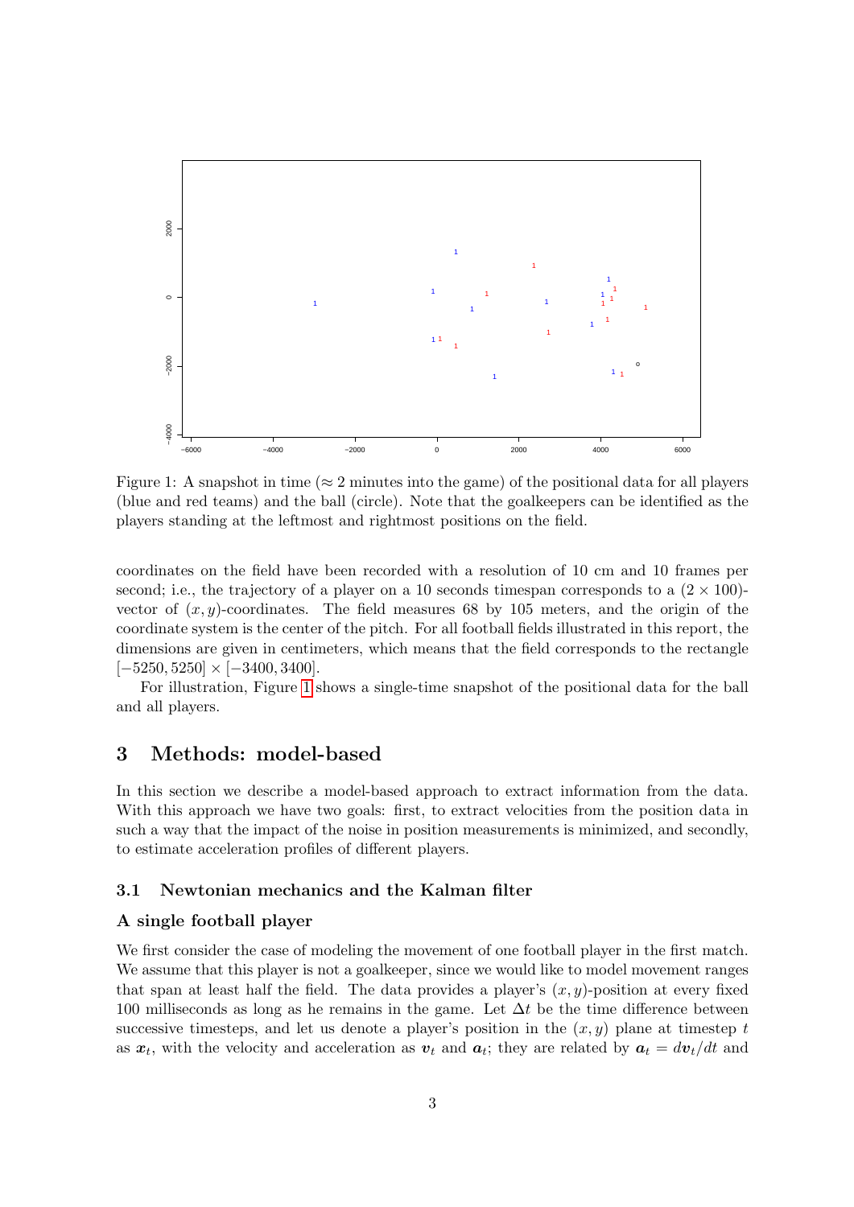Figure 1: A snapshot in time (≈ 2 minutes into the game) of the positional data for all players (blue and red teams) and the ball (circle). Note that the goalkeepers can be identified as the players standing at the leftmost and rightmost positions on the field.

coordinates on the field have been recorded with a resolution of 10 cm and 10 frames per second; i.e., the trajectory of a player on a 10 seconds timespan corresponds to a $(2 \times 100)$-vector of $(x, y)$-coordinates. The field measures 68 by 105 meters, and the origin of the coordinate system is the center of the pitch. For all football fields illustrated in this report, the dimensions are given in centimeters, which means that the field corresponds to the rectangle $[-5250, 5250] \times [-3400, 3400]$.

For illustration, Figure 1 shows a single-time snapshot of the positional data for the ball and all players.

## 3 Methods: model-based

In this section we describe a model-based approach to extract information from the data. With this approach we have two goals: first, to extract velocities from the position data in such a way that the impact of the noise in position measurements is minimized, and secondly, to estimate acceleration profiles of different players.

### 3.1 Newtonian mechanics and the Kalman filter

#### A single football player

We first consider the case of modeling the movement of one football player in the first match. We assume that this player is not a goalkeeper, since we would like to model movement ranges that span at least half the field. The data provides a player's $(x, y)$-position at every fixed 100 milliseconds as long as he remains in the game. Let $\Delta t$ be the time difference between successive timesteps, and let us denote a player's position in the $(x, y)$ plane at timestep $t$ as $\boldsymbol{x}_t$, with the velocity and acceleration as $\boldsymbol{v}_t$ and $\boldsymbol{a}_t$; they are related by $\boldsymbol{a}_t = d\boldsymbol{v}_t/dt$ and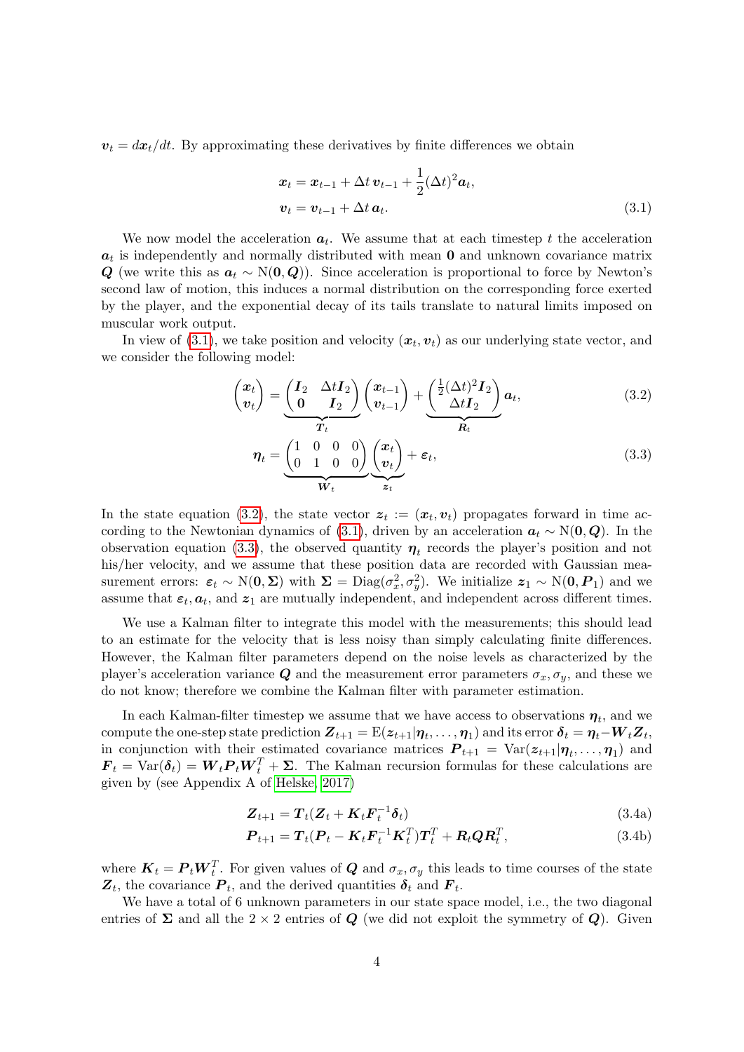$\boldsymbol{v}_t = d\boldsymbol{x}_t/dt$. By approximating these derivatives by finite differences we obtain

$$
\begin{aligned}
\boldsymbol{x}_t &= \boldsymbol{x}_{t-1} + \Delta t\, \boldsymbol{v}_{t-1} + \frac{1}{2}(\Delta t)^2 \boldsymbol{a}_t, \\
\boldsymbol{v}_t &= \boldsymbol{v}_{t-1} + \Delta t\, \boldsymbol{a}_t.
\end{aligned} \tag{3.1}
$$

We now model the acceleration $\boldsymbol{a}_t$. We assume that at each timestep $t$ the acceleration $\boldsymbol{a}_t$ is independently and normally distributed with mean $\mathbf{0}$ and unknown covariance matrix $\boldsymbol{Q}$ (we write this as $\boldsymbol{a}_t \sim \mathrm{N}(\mathbf{0}, \boldsymbol{Q})$). Since acceleration is proportional to force by Newton's second law of motion, this induces a normal distribution on the corresponding force exerted by the player, and the exponential decay of its tails translate to natural limits imposed on muscular work output.

In view of (3.1), we take position and velocity $(\boldsymbol{x}_t, \boldsymbol{v}_t)$ as our underlying state vector, and we consider the following model:

$$
\begin{pmatrix} \boldsymbol{x}_t \\ \boldsymbol{v}_t \end{pmatrix} = \underbrace{\begin{pmatrix} \boldsymbol{I}_2 & \Delta t \boldsymbol{I}_2 \\ \mathbf{0} & \boldsymbol{I}_2 \end{pmatrix}}_{\boldsymbol{T}_t} \begin{pmatrix} \boldsymbol{x}_{t-1} \\ \boldsymbol{v}_{t-1} \end{pmatrix} + \underbrace{\begin{pmatrix} \frac{1}{2}(\Delta t)^2 \boldsymbol{I}_2 \\ \Delta t \boldsymbol{I}_2 \end{pmatrix}}_{\boldsymbol{R}_t} \boldsymbol{a}_t, \tag{3.2}
$$

$$
\boldsymbol{\eta}_t = \underbrace{\begin{pmatrix} 1 & 0 & 0 & 0 \\ 0 & 1 & 0 & 0 \end{pmatrix}}_{\boldsymbol{W}_t} \underbrace{\begin{pmatrix} \boldsymbol{x}_t \\ \boldsymbol{v}_t \end{pmatrix}}_{\boldsymbol{z}_t} + \varepsilon_t, \tag{3.3}
$$

In the state equation (3.2), the state vector $\boldsymbol{z}_t := (\boldsymbol{x}_t, \boldsymbol{v}_t)$ propagates forward in time according to the Newtonian dynamics of (3.1), driven by an acceleration $\boldsymbol{a}_t \sim \mathrm{N}(\mathbf{0}, \boldsymbol{Q})$. In the observation equation (3.3), the observed quantity $\boldsymbol{\eta}_t$ records the player's position and not his/her velocity, and we assume that these position data are recorded with Gaussian measurement errors: $\boldsymbol{\varepsilon}_t \sim \mathrm{N}(\mathbf{0}, \boldsymbol{\Sigma})$ with $\boldsymbol{\Sigma} = \mathrm{Diag}(\sigma_x^2, \sigma_y^2)$. We initialize $\boldsymbol{z}_1 \sim \mathrm{N}(\mathbf{0}, \boldsymbol{P}_1)$ and we assume that $\boldsymbol{\varepsilon}_t, \boldsymbol{a}_t$, and $\boldsymbol{z}_1$ are mutually independent, and independent across different times.

We use a Kalman filter to integrate this model with the measurements; this should lead to an estimate for the velocity that is less noisy than simply calculating finite differences. However, the Kalman filter parameters depend on the noise levels as characterized by the player's acceleration variance $\boldsymbol{Q}$ and the measurement error parameters $\sigma_x, \sigma_y$, and these we do not know; therefore we combine the Kalman filter with parameter estimation.

In each Kalman-filter timestep we assume that we have access to observations $\boldsymbol{\eta}_t$, and we compute the one-step state prediction $\boldsymbol{Z}_{t+1} = \mathrm{E}(\boldsymbol{z}_{t+1} | \boldsymbol{\eta}_t, \ldots, \boldsymbol{\eta}_1)$ and its error $\boldsymbol{\delta}_t = \boldsymbol{\eta}_t - \boldsymbol{W}_t \boldsymbol{Z}_t$, in conjunction with their estimated covariance matrices $\boldsymbol{P}_{t+1} = \mathrm{Var}(\boldsymbol{z}_{t+1} | \boldsymbol{\eta}_t, \ldots, \boldsymbol{\eta}_1)$ and $\boldsymbol{F}_t = \mathrm{Var}(\boldsymbol{\delta}_t) = \boldsymbol{W}_t \boldsymbol{P}_t \boldsymbol{W}_t^T + \boldsymbol{\Sigma}$. The Kalman recursion formulas for these calculations are given by (see Appendix A of Helske, 2017)

$$
\boldsymbol{Z}_{t+1} = \boldsymbol{T}_t (\boldsymbol{Z}_t + \boldsymbol{K}_t \boldsymbol{F}_t^{-1} \boldsymbol{\delta}_t) \tag{3.4a}
$$

$$
\boldsymbol{P}_{t+1} = \boldsymbol{T}_t (\boldsymbol{P}_t - \boldsymbol{K}_t \boldsymbol{F}_t^{-1} \boldsymbol{K}_t^T) \boldsymbol{T}_t^T + \boldsymbol{R}_t \boldsymbol{Q} \boldsymbol{R}_t^T, \tag{3.4b}
$$

where $\boldsymbol{K}_t = \boldsymbol{P}_t \boldsymbol{W}_t^T$. For given values of $\boldsymbol{Q}$ and $\sigma_x, \sigma_y$ this leads to time courses of the state $\boldsymbol{Z}_t$, the covariance $\boldsymbol{P}_t$, and the derived quantities $\boldsymbol{\delta}_t$ and $\boldsymbol{F}_t$.

We have a total of 6 unknown parameters in our state space model, i.e., the two diagonal entries of $\boldsymbol{\Sigma}$ and all the $2 \times 2$ entries of $\boldsymbol{Q}$ (we did not exploit the symmetry of $\boldsymbol{Q}$). Given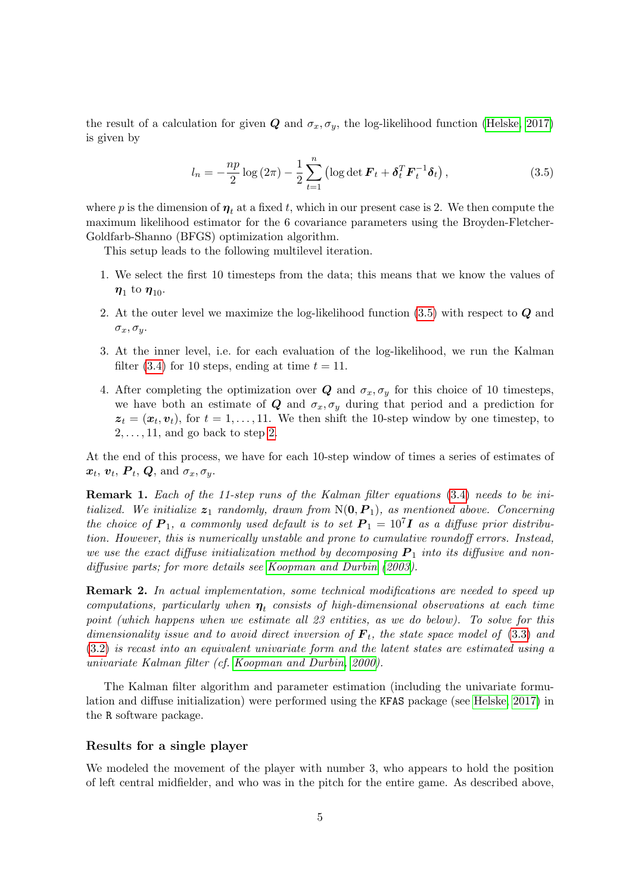the result of a calculation for given $\boldsymbol{Q}$ and $\sigma_x, \sigma_y$, the log-likelihood function (Helske, 2017) is given by

$$l_n = -\frac{np}{2}\log(2\pi) - \frac{1}{2}\sum_{t=1}^{n}\left(\log\det \boldsymbol{F}_t + \boldsymbol{\delta}_t^T \boldsymbol{F}_t^{-1}\boldsymbol{\delta}_t\right), \tag{3.5}$$

where $p$ is the dimension of $\boldsymbol{\eta}_t$ at a fixed $t$, which in our present case is 2. We then compute the maximum likelihood estimator for the 6 covariance parameters using the Broyden-Fletcher-Goldfarb-Shanno (BFGS) optimization algorithm.

This setup leads to the following multilevel iteration.

1. We select the first 10 timesteps from the data; this means that we know the values of $\boldsymbol{\eta}_1$ to $\boldsymbol{\eta}_{10}$.
2. At the outer level we maximize the log-likelihood function (3.5) with respect to $\boldsymbol{Q}$ and $\sigma_x, \sigma_y$.
3. At the inner level, i.e. for each evaluation of the log-likelihood, we run the Kalman filter (3.4) for 10 steps, ending at time $t = 11$.
4. After completing the optimization over $\boldsymbol{Q}$ and $\sigma_x, \sigma_y$ for this choice of 10 timesteps, we have both an estimate of $\boldsymbol{Q}$ and $\sigma_x, \sigma_y$ during that period and a prediction for $\boldsymbol{z}_t = (\boldsymbol{x}_t, \boldsymbol{v}_t)$, for $t = 1, \ldots, 11$. We then shift the 10-step window by one timestep, to $2, \ldots, 11$, and go back to step 2.

At the end of this process, we have for each 10-step window of times a series of estimates of $\boldsymbol{x}_t$, $\boldsymbol{v}_t$, $\boldsymbol{P}_t$, $\boldsymbol{Q}$, and $\sigma_x, \sigma_y$.

**Remark 1.** *Each of the 11-step runs of the Kalman filter equations (3.4) needs to be initialized. We initialize $\boldsymbol{z}_1$ randomly, drawn from $\mathrm{N}(\boldsymbol{0}, \boldsymbol{P}_1)$, as mentioned above. Concerning the choice of $\boldsymbol{P}_1$, a commonly used default is to set $\boldsymbol{P}_1 = 10^7\boldsymbol{I}$ as a diffuse prior distribution. However, this is numerically unstable and prone to cumulative roundoff errors. Instead, we use the exact diffuse initialization method by decomposing $\boldsymbol{P}_1$ into its diffusive and non-diffusive parts; for more details see Koopman and Durbin (2003).*

**Remark 2.** *In actual implementation, some technical modifications are needed to speed up computations, particularly when $\boldsymbol{\eta}_t$ consists of high-dimensional observations at each time point (which happens when we estimate all 23 entities, as we do below). To solve for this dimensionality issue and to avoid direct inversion of $\boldsymbol{F}_t$, the state space model of (3.3) and (3.2) is recast into an equivalent univariate form and the latent states are estimated using a univariate Kalman filter (cf. Koopman and Durbin, 2000).*

The Kalman filter algorithm and parameter estimation (including the univariate formulation and diffuse initialization) were performed using the `KFAS` package (see Helske, 2017) in the `R` software package.

### Results for a single player

We modeled the movement of the player with number 3, who appears to hold the position of left central midfielder, and who was in the pitch for the entire game. As described above,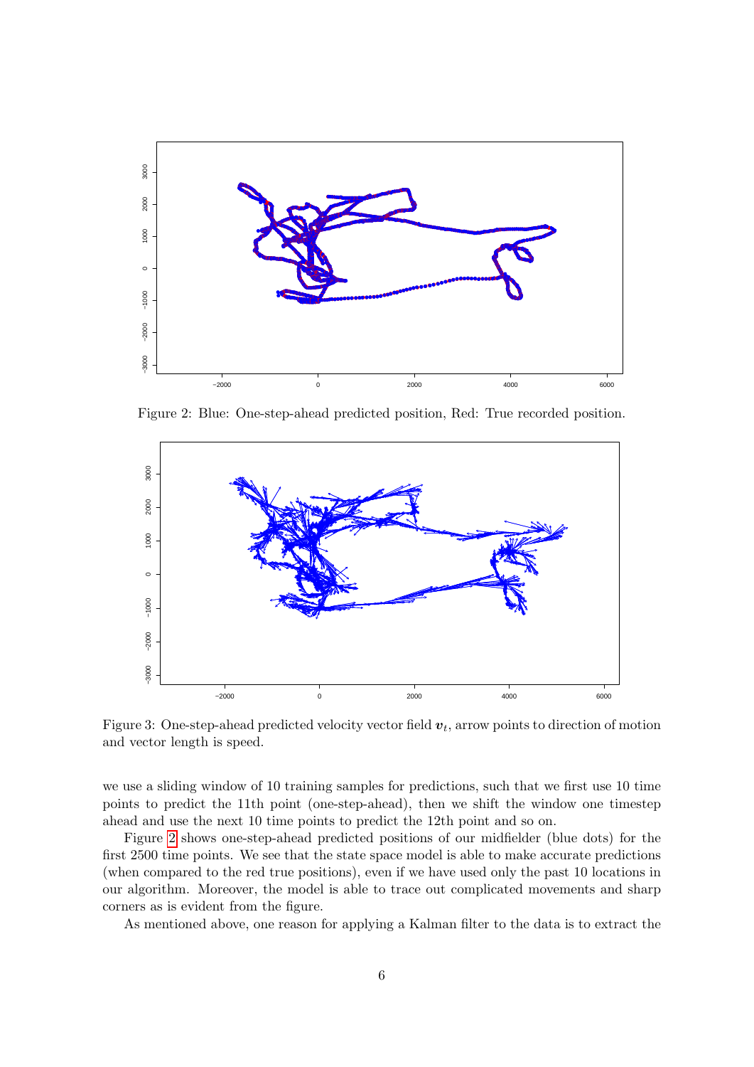Figure 2: Blue: One-step-ahead predicted position, Red: True recorded position.

Figure 3: One-step-ahead predicted velocity vector field $\boldsymbol{v}_t$, arrow points to direction of motion and vector length is speed.

we use a sliding window of 10 training samples for predictions, such that we first use 10 time points to predict the 11th point (one-step-ahead), then we shift the window one timestep ahead and use the next 10 time points to predict the 12th point and so on.

Figure 2 shows one-step-ahead predicted positions of our midfielder (blue dots) for the first 2500 time points. We see that the state space model is able to make accurate predictions (when compared to the red true positions), even if we have used only the past 10 locations in our algorithm. Moreover, the model is able to trace out complicated movements and sharp corners as is evident from the figure.

As mentioned above, one reason for applying a Kalman filter to the data is to extract the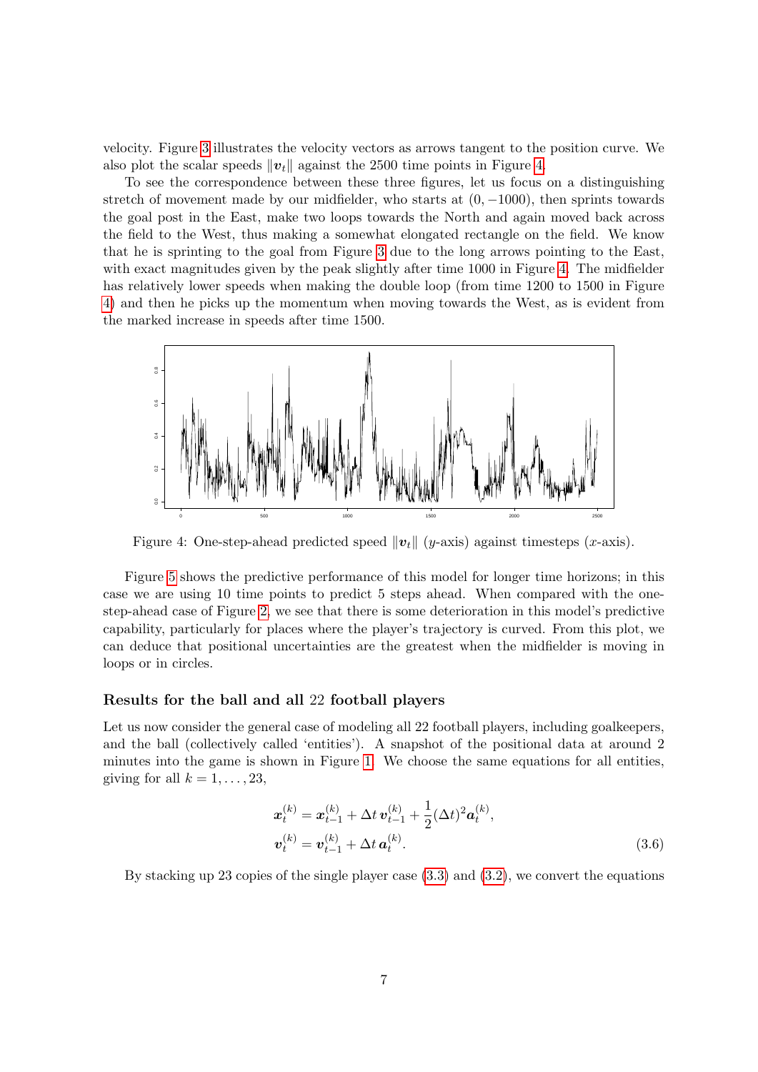velocity. Figure 3 illustrates the velocity vectors as arrows tangent to the position curve. We also plot the scalar speeds $\|\boldsymbol{v}_t\|$ against the 2500 time points in Figure 4.

To see the correspondence between these three figures, let us focus on a distinguishing stretch of movement made by our midfielder, who starts at $(0, -1000)$, then sprints towards the goal post in the East, make two loops towards the North and again moved back across the field to the West, thus making a somewhat elongated rectangle on the field. We know that he is sprinting to the goal from Figure 3 due to the long arrows pointing to the East, with exact magnitudes given by the peak slightly after time 1000 in Figure 4. The midfielder has relatively lower speeds when making the double loop (from time 1200 to 1500 in Figure 4) and then he picks up the momentum when moving towards the West, as is evident from the marked increase in speeds after time 1500.

Figure 4: One-step-ahead predicted speed $\|\boldsymbol{v}_t\|$ ($y$-axis) against timesteps ($x$-axis).

Figure 5 shows the predictive performance of this model for longer time horizons; in this case we are using 10 time points to predict 5 steps ahead. When compared with the one-step-ahead case of Figure 2, we see that there is some deterioration in this model's predictive capability, particularly for places where the player's trajectory is curved. From this plot, we can deduce that positional uncertainties are the greatest when the midfielder is moving in loops or in circles.

### Results for the ball and all 22 football players

Let us now consider the general case of modeling all 22 football players, including goalkeepers, and the ball (collectively called 'entities'). A snapshot of the positional data at around 2 minutes into the game is shown in Figure 1. We choose the same equations for all entities, giving for all $k = 1, \ldots, 23$,

$$
\begin{aligned}
\boldsymbol{x}_t^{(k)} &= \boldsymbol{x}_{t-1}^{(k)} + \Delta t\, \boldsymbol{v}_{t-1}^{(k)} + \frac{1}{2}(\Delta t)^2 \boldsymbol{a}_t^{(k)}, \\
\boldsymbol{v}_t^{(k)} &= \boldsymbol{v}_{t-1}^{(k)} + \Delta t\, \boldsymbol{a}_t^{(k)}.
\end{aligned}
\tag{3.6}
$$

By stacking up 23 copies of the single player case (3.3) and (3.2), we convert the equations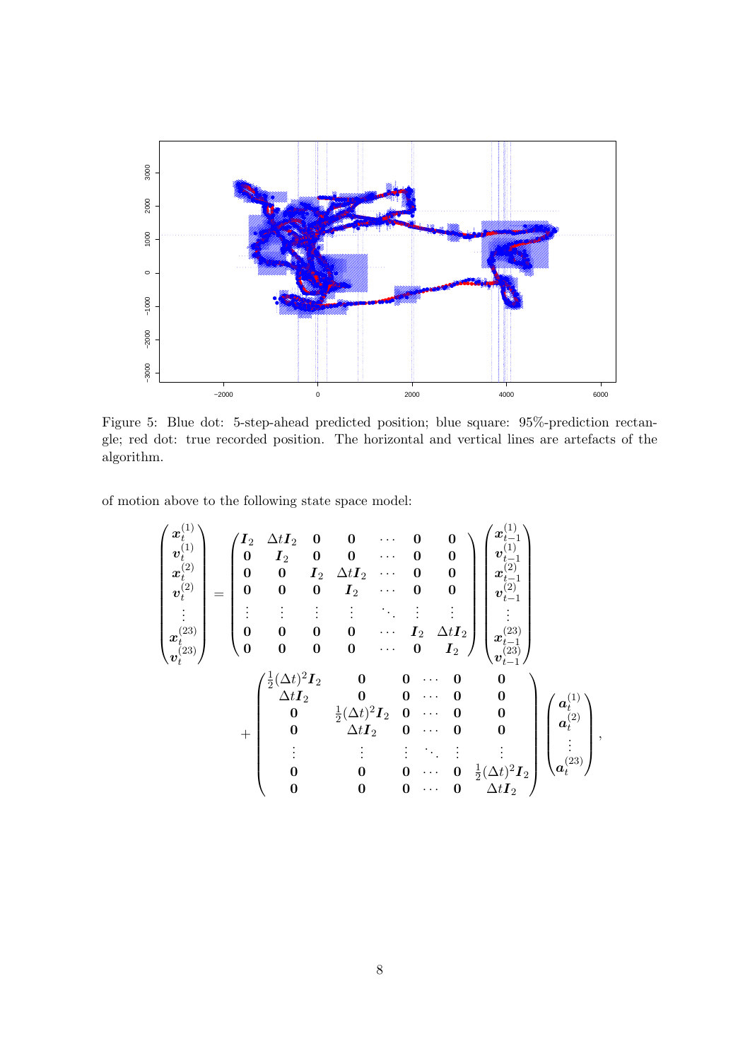Figure 5: Blue dot: 5-step-ahead predicted position; blue square: 95%-prediction rectangle; red dot: true recorded position. The horizontal and vertical lines are artefacts of the algorithm.

of motion above to the following state space model:

$$
\begin{pmatrix} \boldsymbol{x}_t^{(1)} \\ \boldsymbol{v}_t^{(1)} \\ \boldsymbol{x}_t^{(2)} \\ \boldsymbol{v}_t^{(2)} \\ \vdots \\ \boldsymbol{x}_t^{(23)} \\ \boldsymbol{v}_t^{(23)} \end{pmatrix} = \begin{pmatrix} \boldsymbol{I}_2 & \Delta t \boldsymbol{I}_2 & \boldsymbol{0} & \boldsymbol{0} & \cdots & \boldsymbol{0} & \boldsymbol{0} \\ \boldsymbol{0} & \boldsymbol{I}_2 & \boldsymbol{0} & \boldsymbol{0} & \cdots & \boldsymbol{0} & \boldsymbol{0} \\ \boldsymbol{0} & \boldsymbol{0} & \boldsymbol{I}_2 & \Delta t \boldsymbol{I}_2 & \cdots & \boldsymbol{0} & \boldsymbol{0} \\ \boldsymbol{0} & \boldsymbol{0} & \boldsymbol{0} & \boldsymbol{I}_2 & \cdots & \boldsymbol{0} & \boldsymbol{0} \\ \vdots & \vdots & \vdots & \vdots & \ddots & \vdots & \vdots \\ \boldsymbol{0} & \boldsymbol{0} & \boldsymbol{0} & \boldsymbol{0} & \cdots & \boldsymbol{I}_2 & \Delta t \boldsymbol{I}_2 \\ \boldsymbol{0} & \boldsymbol{0} & \boldsymbol{0} & \boldsymbol{0} & \cdots & \boldsymbol{0} & \boldsymbol{I}_2 \end{pmatrix} \begin{pmatrix} \boldsymbol{x}_{t-1}^{(1)} \\ \boldsymbol{v}_{t-1}^{(1)} \\ \boldsymbol{x}_{t-1}^{(2)} \\ \boldsymbol{v}_{t-1}^{(2)} \\ \vdots \\ \boldsymbol{x}_{t-1}^{(23)} \\ \boldsymbol{v}_{t-1}^{(23)} \end{pmatrix}
$$

$$
+ \begin{pmatrix} \frac{1}{2}(\Delta t)^2 \boldsymbol{I}_2 & \boldsymbol{0} & \boldsymbol{0} & \cdots & \boldsymbol{0} & \boldsymbol{0} \\ \Delta t \boldsymbol{I}_2 & \boldsymbol{0} & \boldsymbol{0} & \cdots & \boldsymbol{0} & \boldsymbol{0} \\ \boldsymbol{0} & \frac{1}{2}(\Delta t)^2 \boldsymbol{I}_2 & \boldsymbol{0} & \cdots & \boldsymbol{0} & \boldsymbol{0} \\ \boldsymbol{0} & \Delta t \boldsymbol{I}_2 & \boldsymbol{0} & \cdots & \boldsymbol{0} & \boldsymbol{0} \\ \vdots & \vdots & \vdots & \ddots & \vdots & \vdots \\ \boldsymbol{0} & \boldsymbol{0} & \boldsymbol{0} & \cdots & \boldsymbol{0} & \frac{1}{2}(\Delta t)^2 \boldsymbol{I}_2 \\ \boldsymbol{0} & \boldsymbol{0} & \boldsymbol{0} & \cdots & \boldsymbol{0} & \Delta t \boldsymbol{I}_2 \end{pmatrix} \begin{pmatrix} \boldsymbol{a}_t^{(1)} \\ \boldsymbol{a}_t^{(2)} \\ \vdots \\ \boldsymbol{a}_t^{(23)} \end{pmatrix},
$$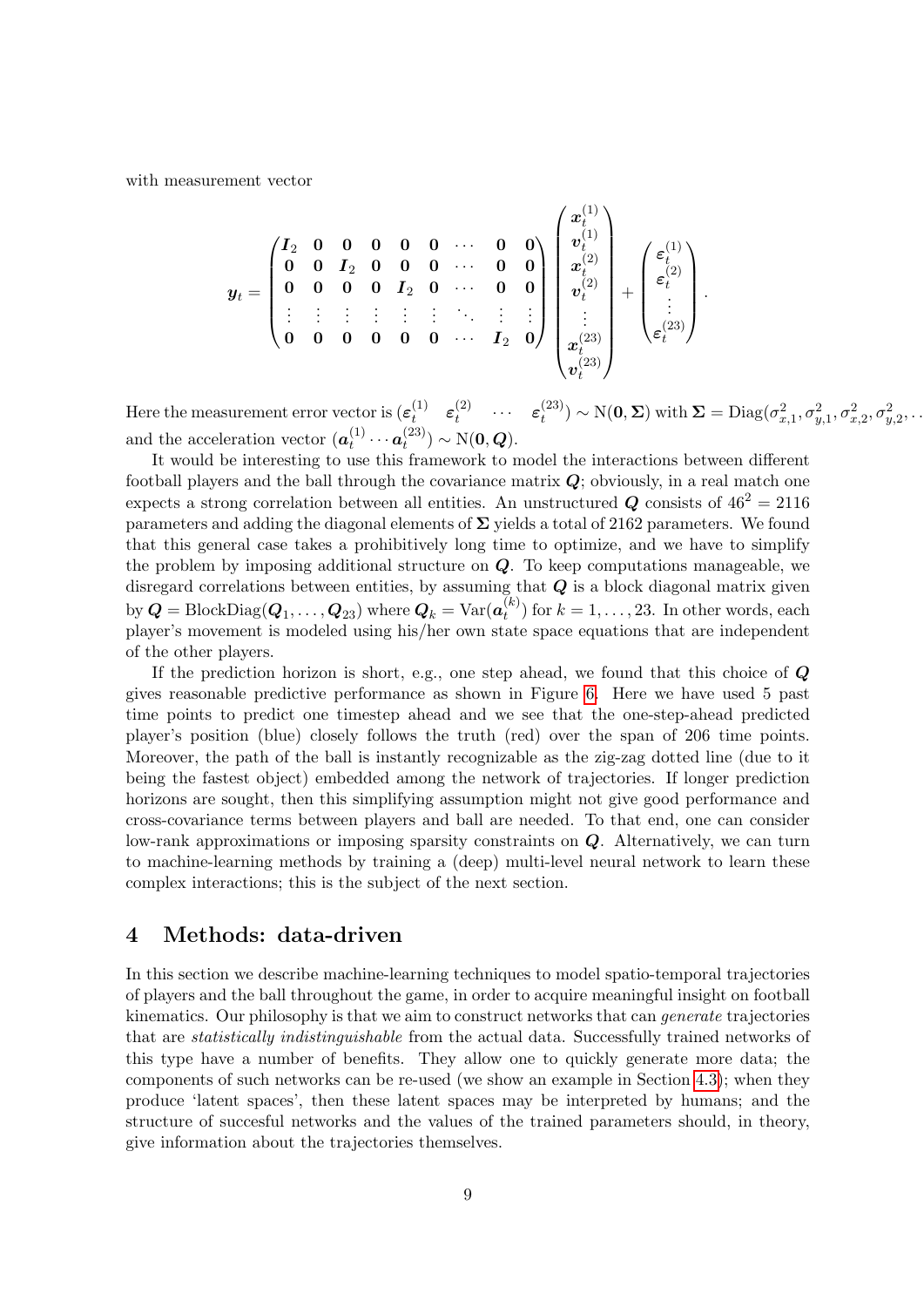with measurement vector

$$
\boldsymbol{y}_t = \begin{pmatrix} \boldsymbol{I}_2 & \mathbf{0} & \mathbf{0} & \mathbf{0} & \mathbf{0} & \mathbf{0} & \cdots & \mathbf{0} & \mathbf{0} \\ \mathbf{0} & \mathbf{0} & \boldsymbol{I}_2 & \mathbf{0} & \mathbf{0} & \mathbf{0} & \cdots & \mathbf{0} & \mathbf{0} \\ \mathbf{0} & \mathbf{0} & \mathbf{0} & \mathbf{0} & \boldsymbol{I}_2 & \mathbf{0} & \cdots & \mathbf{0} & \mathbf{0} \\ \vdots & \vdots & \vdots & \vdots & \vdots & \vdots & \ddots & \vdots & \vdots \\ \mathbf{0} & \mathbf{0} & \mathbf{0} & \mathbf{0} & \mathbf{0} & \mathbf{0} & \cdots & \boldsymbol{I}_2 & \mathbf{0} \end{pmatrix} \begin{pmatrix} \boldsymbol{x}_t^{(1)} \\ \boldsymbol{v}_t^{(1)} \\ \boldsymbol{x}_t^{(2)} \\ \boldsymbol{v}_t^{(2)} \\ \vdots \\ \boldsymbol{x}_t^{(23)} \\ \boldsymbol{v}_t^{(23)} \end{pmatrix} + \begin{pmatrix} \boldsymbol{\varepsilon}_t^{(1)} \\ \boldsymbol{\varepsilon}_t^{(2)} \\ \vdots \\ \boldsymbol{\varepsilon}_t^{(23)} \end{pmatrix}.
$$

Here the measurement error vector is $(\boldsymbol{\varepsilon}_t^{(1)} \quad \boldsymbol{\varepsilon}_t^{(2)} \quad \cdots \quad \boldsymbol{\varepsilon}_t^{(23)}) \sim \mathrm{N}(\mathbf{0}, \boldsymbol{\Sigma})$ with $\boldsymbol{\Sigma} = \mathrm{Diag}(\sigma_{x,1}^2, \sigma_{y,1}^2, \sigma_{x,2}^2, \sigma_{y,2}^2, \ldots$ and the acceleration vector $(\boldsymbol{a}_t^{(1)} \cdots \boldsymbol{a}_t^{(23)}) \sim \mathrm{N}(\mathbf{0}, \boldsymbol{Q})$.

It would be interesting to use this framework to model the interactions between different football players and the ball through the covariance matrix $\boldsymbol{Q}$; obviously, in a real match one expects a strong correlation between all entities. An unstructured $\boldsymbol{Q}$ consists of $46^2 = 2116$ parameters and adding the diagonal elements of $\boldsymbol{\Sigma}$ yields a total of 2162 parameters. We found that this general case takes a prohibitively long time to optimize, and we have to simplify the problem by imposing additional structure on $\boldsymbol{Q}$. To keep computations manageable, we disregard correlations between entities, by assuming that $\boldsymbol{Q}$ is a block diagonal matrix given by $\boldsymbol{Q} = \mathrm{BlockDiag}(\boldsymbol{Q}_1, \ldots, \boldsymbol{Q}_{23})$ where $\boldsymbol{Q}_k = \mathrm{Var}(\boldsymbol{a}_t^{(k)})$ for $k = 1, \ldots, 23$. In other words, each player's movement is modeled using his/her own state space equations that are independent of the other players.

If the prediction horizon is short, e.g., one step ahead, we found that this choice of $\boldsymbol{Q}$ gives reasonable predictive performance as shown in Figure 6. Here we have used 5 past time points to predict one timestep ahead and we see that the one-step-ahead predicted player's position (blue) closely follows the truth (red) over the span of 206 time points. Moreover, the path of the ball is instantly recognizable as the zig-zag dotted line (due to it being the fastest object) embedded among the network of trajectories. If longer prediction horizons are sought, then this simplifying assumption might not give good performance and cross-covariance terms between players and ball are needed. To that end, one can consider low-rank approximations or imposing sparsity constraints on $\boldsymbol{Q}$. Alternatively, we can turn to machine-learning methods by training a (deep) multi-level neural network to learn these complex interactions; this is the subject of the next section.

## 4 Methods: data-driven

In this section we describe machine-learning techniques to model spatio-temporal trajectories of players and the ball throughout the game, in order to acquire meaningful insight on football kinematics. Our philosophy is that we aim to construct networks that can *generate* trajectories that are *statistically indistinguishable* from the actual data. Successfully trained networks of this type have a number of benefits. They allow one to quickly generate more data; the components of such networks can be re-used (we show an example in Section 4.3); when they produce 'latent spaces', then these latent spaces may be interpreted by humans; and the structure of succesful networks and the values of the trained parameters should, in theory, give information about the trajectories themselves.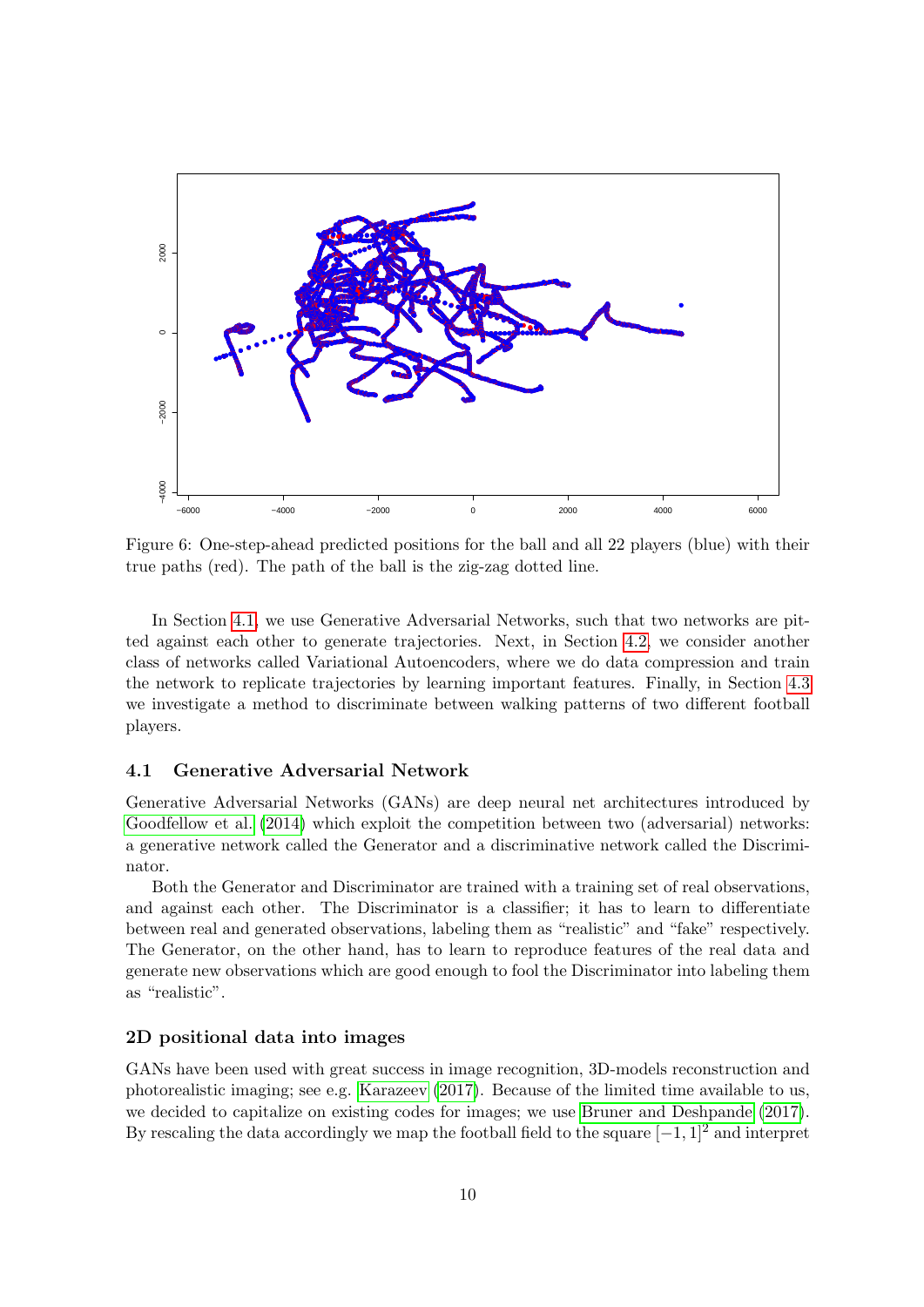Figure 6: One-step-ahead predicted positions for the ball and all 22 players (blue) with their true paths (red). The path of the ball is the zig-zag dotted line.

In Section 4.1, we use Generative Adversarial Networks, such that two networks are pitted against each other to generate trajectories. Next, in Section 4.2, we consider another class of networks called Variational Autoencoders, where we do data compression and train the network to replicate trajectories by learning important features. Finally, in Section 4.3 we investigate a method to discriminate between walking patterns of two different football players.

### 4.1 Generative Adversarial Network

Generative Adversarial Networks (GANs) are deep neural net architectures introduced by Goodfellow et al. (2014) which exploit the competition between two (adversarial) networks: a generative network called the Generator and a discriminative network called the Discriminator.

Both the Generator and Discriminator are trained with a training set of real observations, and against each other. The Discriminator is a classifier; it has to learn to differentiate between real and generated observations, labeling them as "realistic" and "fake" respectively. The Generator, on the other hand, has to learn to reproduce features of the real data and generate new observations which are good enough to fool the Discriminator into labeling them as "realistic".

#### 2D positional data into images

GANs have been used with great success in image recognition, 3D-models reconstruction and photorealistic imaging; see e.g. Karazeev (2017). Because of the limited time available to us, we decided to capitalize on existing codes for images; we use Bruner and Deshpande (2017). By rescaling the data accordingly we map the football field to the square $[-1, 1]^2$ and interpret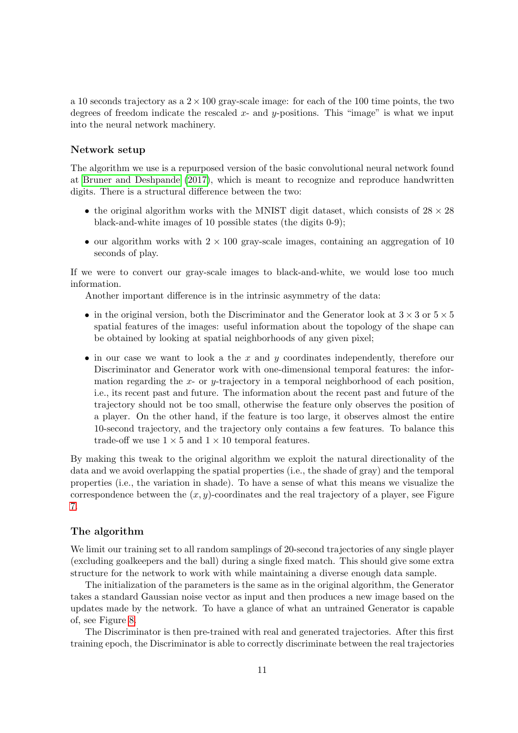a 10 seconds trajectory as a $2 \times 100$ gray-scale image: for each of the 100 time points, the two degrees of freedom indicate the rescaled $x$- and $y$-positions. This "image" is what we input into the neural network machinery.

### Network setup

The algorithm we use is a repurposed version of the basic convolutional neural network found at Bruner and Deshpande (2017), which is meant to recognize and reproduce handwritten digits. There is a structural difference between the two:

- the original algorithm works with the MNIST digit dataset, which consists of $28 \times 28$ black-and-white images of 10 possible states (the digits 0-9);
- our algorithm works with $2 \times 100$ gray-scale images, containing an aggregation of 10 seconds of play.

If we were to convert our gray-scale images to black-and-white, we would lose too much information.

Another important difference is in the intrinsic asymmetry of the data:

- in the original version, both the Discriminator and the Generator look at $3 \times 3$ or $5 \times 5$ spatial features of the images: useful information about the topology of the shape can be obtained by looking at spatial neighborhoods of any given pixel;
- in our case we want to look a the $x$ and $y$ coordinates independently, therefore our Discriminator and Generator work with one-dimensional temporal features: the information regarding the $x$- or $y$-trajectory in a temporal neighborhood of each position, i.e., its recent past and future. The information about the recent past and future of the trajectory should not be too small, otherwise the feature only observes the position of a player. On the other hand, if the feature is too large, it observes almost the entire 10-second trajectory, and the trajectory only contains a few features. To balance this trade-off we use $1 \times 5$ and $1 \times 10$ temporal features.

By making this tweak to the original algorithm we exploit the natural directionality of the data and we avoid overlapping the spatial properties (i.e., the shade of gray) and the temporal properties (i.e., the variation in shade). To have a sense of what this means we visualize the correspondence between the $(x, y)$-coordinates and the real trajectory of a player, see Figure 7.

### The algorithm

We limit our training set to all random samplings of 20-second trajectories of any single player (excluding goalkeepers and the ball) during a single fixed match. This should give some extra structure for the network to work with while maintaining a diverse enough data sample.

The initialization of the parameters is the same as in the original algorithm, the Generator takes a standard Gaussian noise vector as input and then produces a new image based on the updates made by the network. To have a glance of what an untrained Generator is capable of, see Figure 8.

The Discriminator is then pre-trained with real and generated trajectories. After this first training epoch, the Discriminator is able to correctly discriminate between the real trajectories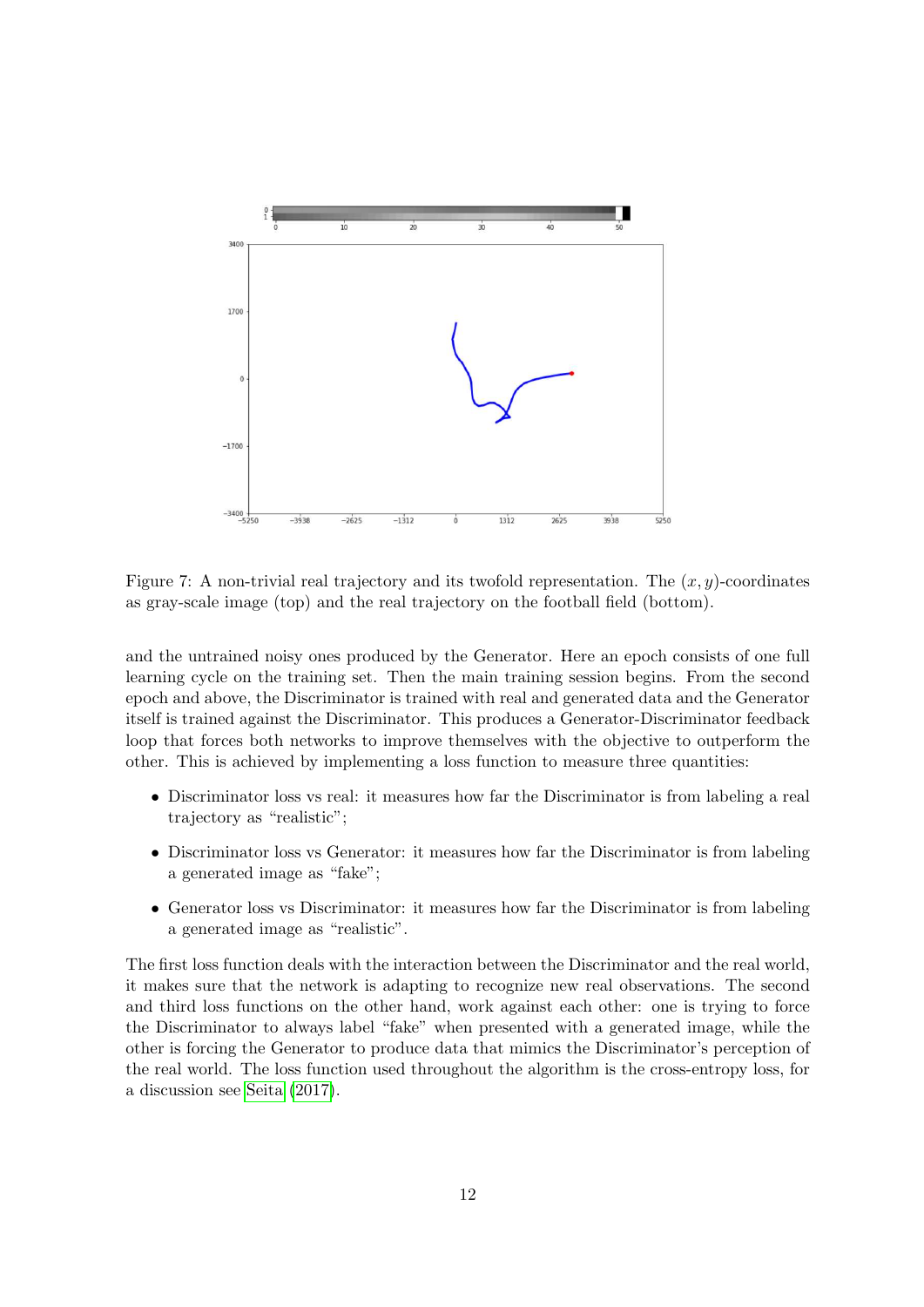Figure 7: A non-trivial real trajectory and its twofold representation. The $(x, y)$-coordinates as gray-scale image (top) and the real trajectory on the football field (bottom).

and the untrained noisy ones produced by the Generator. Here an epoch consists of one full learning cycle on the training set. Then the main training session begins. From the second epoch and above, the Discriminator is trained with real and generated data and the Generator itself is trained against the Discriminator. This produces a Generator-Discriminator feedback loop that forces both networks to improve themselves with the objective to outperform the other. This is achieved by implementing a loss function to measure three quantities:

- Discriminator loss vs real: it measures how far the Discriminator is from labeling a real trajectory as "realistic";
- Discriminator loss vs Generator: it measures how far the Discriminator is from labeling a generated image as "fake";
- Generator loss vs Discriminator: it measures how far the Discriminator is from labeling a generated image as "realistic".

The first loss function deals with the interaction between the Discriminator and the real world, it makes sure that the network is adapting to recognize new real observations. The second and third loss functions on the other hand, work against each other: one is trying to force the Discriminator to always label "fake" when presented with a generated image, while the other is forcing the Generator to produce data that mimics the Discriminator's perception of the real world. The loss function used throughout the algorithm is the cross-entropy loss, for a discussion see Seita (2017).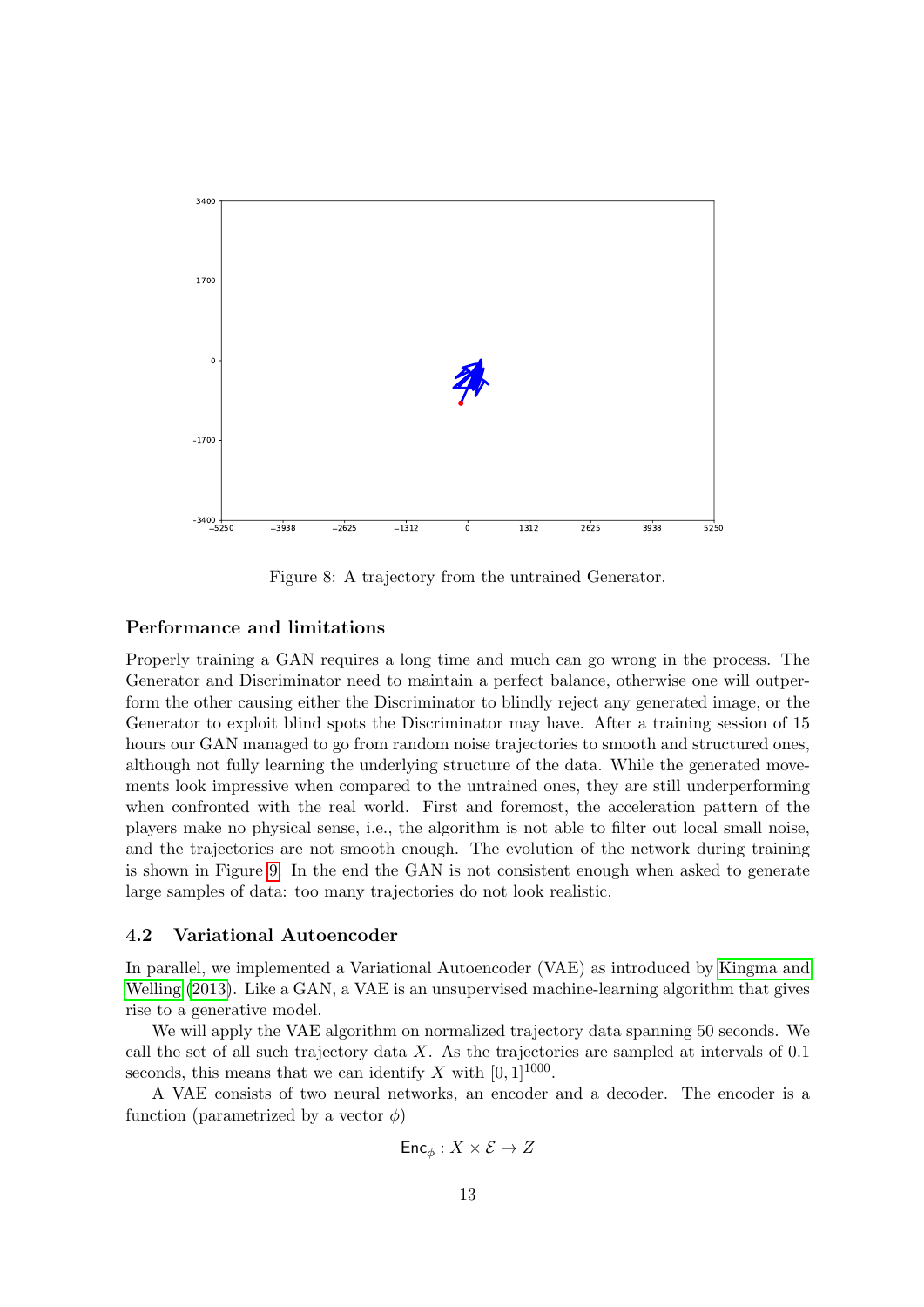Figure 8: A trajectory from the untrained Generator.

### Performance and limitations

Properly training a GAN requires a long time and much can go wrong in the process. The Generator and Discriminator need to maintain a perfect balance, otherwise one will outperform the other causing either the Discriminator to blindly reject any generated image, or the Generator to exploit blind spots the Discriminator may have. After a training session of 15 hours our GAN managed to go from random noise trajectories to smooth and structured ones, although not fully learning the underlying structure of the data. While the generated movements look impressive when compared to the untrained ones, they are still underperforming when confronted with the real world. First and foremost, the acceleration pattern of the players make no physical sense, i.e., the algorithm is not able to filter out local small noise, and the trajectories are not smooth enough. The evolution of the network during training is shown in Figure 9. In the end the GAN is not consistent enough when asked to generate large samples of data: too many trajectories do not look realistic.

## 4.2 Variational Autoencoder

In parallel, we implemented a Variational Autoencoder (VAE) as introduced by Kingma and Welling (2013). Like a GAN, a VAE is an unsupervised machine-learning algorithm that gives rise to a generative model.

We will apply the VAE algorithm on normalized trajectory data spanning 50 seconds. We call the set of all such trajectory data $X$. As the trajectories are sampled at intervals of 0.1 seconds, this means that we can identify $X$ with $[0,1]^{1000}$.

A VAE consists of two neural networks, an encoder and a decoder. The encoder is a function (parametrized by a vector $\phi$)

$$\mathsf{Enc}_\phi : X \times \mathcal{E} \to Z$$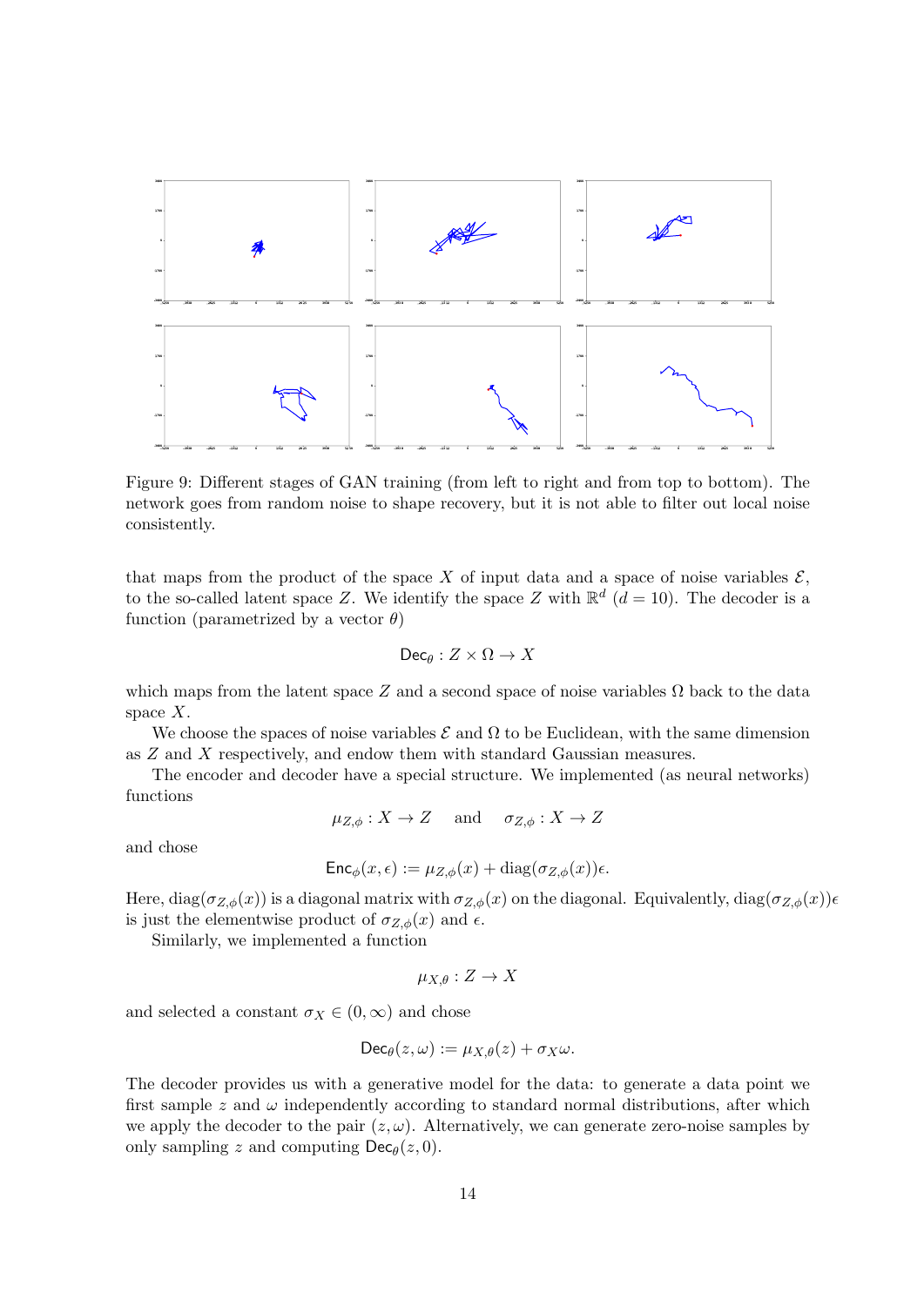Figure 9: Different stages of GAN training (from left to right and from top to bottom). The network goes from random noise to shape recovery, but it is not able to filter out local noise consistently.

that maps from the product of the space $X$ of input data and a space of noise variables $\mathcal{E}$, to the so-called latent space $Z$. We identify the space $Z$ with $\mathbb{R}^d$ ($d = 10$). The decoder is a function (parametrized by a vector $\theta$)

$$\mathsf{Dec}_\theta : Z \times \Omega \to X$$

which maps from the latent space $Z$ and a second space of noise variables $\Omega$ back to the data space $X$.

We choose the spaces of noise variables $\mathcal{E}$ and $\Omega$ to be Euclidean, with the same dimension as $Z$ and $X$ respectively, and endow them with standard Gaussian measures.

The encoder and decoder have a special structure. We implemented (as neural networks) functions

$$\mu_{Z,\phi} : X \to Z \quad \text{ and } \quad \sigma_{Z,\phi} : X \to Z$$

and chose

$$\mathsf{Enc}_\phi(x, \epsilon) := \mu_{Z,\phi}(x) + \mathrm{diag}(\sigma_{Z,\phi}(x))\epsilon.$$

Here, $\mathrm{diag}(\sigma_{Z,\phi}(x))$ is a diagonal matrix with $\sigma_{Z,\phi}(x)$ on the diagonal. Equivalently, $\mathrm{diag}(\sigma_{Z,\phi}(x))\epsilon$ is just the elementwise product of $\sigma_{Z,\phi}(x)$ and $\epsilon$.

Similarly, we implemented a function

$$\mu_{X,\theta} : Z \to X$$

and selected a constant $\sigma_X \in (0, \infty)$ and chose

$$\mathsf{Dec}_\theta(z, \omega) := \mu_{X,\theta}(z) + \sigma_X \omega.$$

The decoder provides us with a generative model for the data: to generate a data point we first sample $z$ and $\omega$ independently according to standard normal distributions, after which we apply the decoder to the pair $(z, \omega)$. Alternatively, we can generate zero-noise samples by only sampling $z$ and computing $\mathsf{Dec}_\theta(z, 0)$.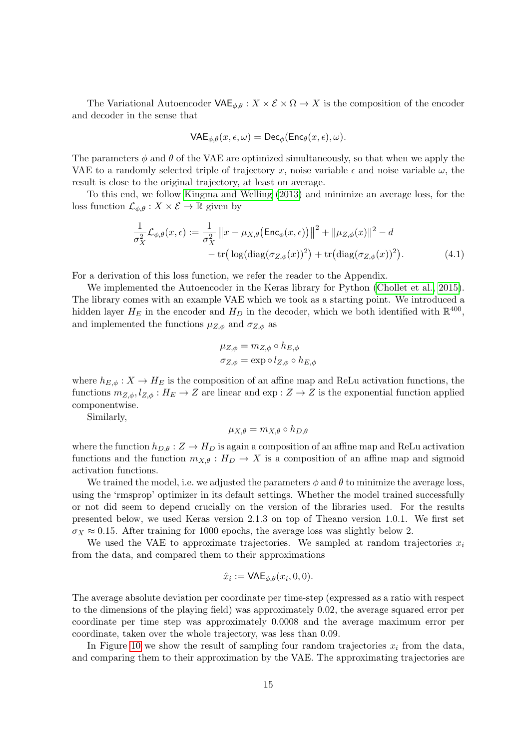The Variational Autoencoder $\mathsf{VAE}_{\phi,\theta} : X \times \mathcal{E} \times \Omega \to X$ is the composition of the encoder and decoder in the sense that

$$\mathsf{VAE}_{\phi,\theta}(x, \epsilon, \omega) = \mathsf{Dec}_\phi(\mathsf{Enc}_\theta(x, \epsilon), \omega).$$

The parameters $\phi$ and $\theta$ of the VAE are optimized simultaneously, so that when we apply the VAE to a randomly selected triple of trajectory $x$, noise variable $\epsilon$ and noise variable $\omega$, the result is close to the original trajectory, at least on average.

To this end, we follow Kingma and Welling (2013) and minimize an average loss, for the loss function $\mathcal{L}_{\phi,\theta} : X \times \mathcal{E} \to \mathbb{R}$ given by

$$\begin{aligned}\frac{1}{\sigma_X^2}\mathcal{L}_{\phi,\theta}(x,\epsilon) := \frac{1}{\sigma_X^2}\left\|x - \mu_{X,\theta}\big(\mathsf{Enc}_\phi(x,\epsilon)\big)\right\|^2 + \|\mu_{Z,\phi}(x)\|^2 - d \\ - \operatorname{tr}\big(\log(\operatorname{diag}(\sigma_{Z,\phi}(x))^2\big) + \operatorname{tr}\big(\operatorname{diag}(\sigma_{Z,\phi}(x))^2\big). \qquad (4.1)\end{aligned}$$

For a derivation of this loss function, we refer the reader to the Appendix.

We implemented the Autoencoder in the Keras library for Python (Chollet et al., 2015). The library comes with an example VAE which we took as a starting point. We introduced a hidden layer $H_E$ in the encoder and $H_D$ in the decoder, which we both identified with $\mathbb{R}^{400}$, and implemented the functions $\mu_{Z,\phi}$ and $\sigma_{Z,\phi}$ as

$$\mu_{Z,\phi} = m_{Z,\phi} \circ h_{E,\phi}$$
$$\sigma_{Z,\phi} = \exp \circ\, l_{Z,\phi} \circ h_{E,\phi}$$

where $h_{E,\phi} : X \to H_E$ is the composition of an affine map and ReLu activation functions, the functions $m_{Z,\phi}, l_{Z,\phi} : H_E \to Z$ are linear and $\exp : Z \to Z$ is the exponential function applied componentwise.

Similarly,

$$\mu_{X,\theta} = m_{X,\theta} \circ h_{D,\theta}$$

where the function $h_{D,\theta} : Z \to H_D$ is again a composition of an affine map and ReLu activation functions and the function $m_{X,\theta} : H_D \to X$ is a composition of an affine map and sigmoid activation functions.

We trained the model, i.e. we adjusted the parameters $\phi$ and $\theta$ to minimize the average loss, using the 'rmsprop' optimizer in its default settings. Whether the model trained successfully or not did seem to depend crucially on the version of the libraries used. For the results presented below, we used Keras version 2.1.3 on top of Theano version 1.0.1. We first set $\sigma_X \approx 0.15$. After training for 1000 epochs, the average loss was slightly below 2.

We used the VAE to approximate trajectories. We sampled at random trajectories $x_i$ from the data, and compared them to their approximations

$$\hat{x}_i := \mathsf{VAE}_{\phi,\theta}(x_i, 0, 0).$$

The average absolute deviation per coordinate per time-step (expressed as a ratio with respect to the dimensions of the playing field) was approximately 0.02, the average squared error per coordinate per time step was approximately 0.0008 and the average maximum error per coordinate, taken over the whole trajectory, was less than 0.09.

In Figure 10 we show the result of sampling four random trajectories $x_i$ from the data, and comparing them to their approximation by the VAE. The approximating trajectories are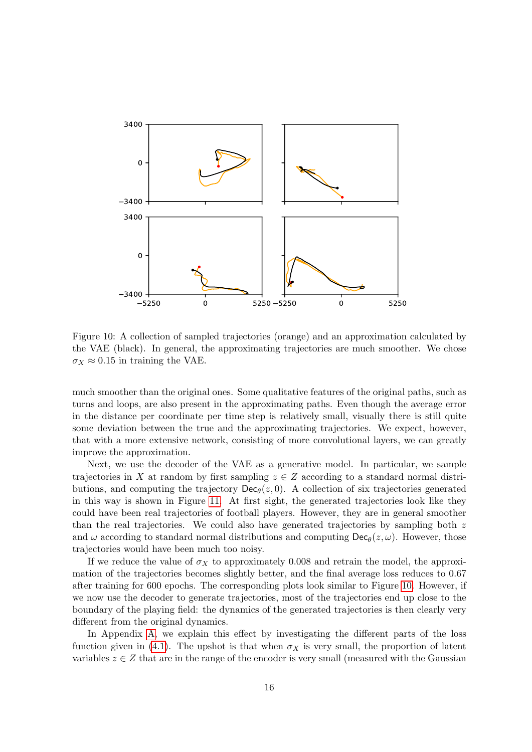Figure 10: A collection of sampled trajectories (orange) and an approximation calculated by the VAE (black). In general, the approximating trajectories are much smoother. We chose $\sigma_X \approx 0.15$ in training the VAE.

much smoother than the original ones. Some qualitative features of the original paths, such as turns and loops, are also present in the approximating paths. Even though the average error in the distance per coordinate per time step is relatively small, visually there is still quite some deviation between the true and the approximating trajectories. We expect, however, that with a more extensive network, consisting of more convolutional layers, we can greatly improve the approximation.

Next, we use the decoder of the VAE as a generative model. In particular, we sample trajectories in $X$ at random by first sampling $z \in Z$ according to a standard normal distributions, and computing the trajectory $\mathsf{Dec}_\theta(z, 0)$. A collection of six trajectories generated in this way is shown in Figure 11. At first sight, the generated trajectories look like they could have been real trajectories of football players. However, they are in general smoother than the real trajectories. We could also have generated trajectories by sampling both $z$ and $\omega$ according to standard normal distributions and computing $\mathsf{Dec}_\theta(z, \omega)$. However, those trajectories would have been much too noisy.

If we reduce the value of $\sigma_X$ to approximately 0.008 and retrain the model, the approximation of the trajectories becomes slightly better, and the final average loss reduces to 0.67 after training for 600 epochs. The corresponding plots look similar to Figure 10. However, if we now use the decoder to generate trajectories, most of the trajectories end up close to the boundary of the playing field: the dynamics of the generated trajectories is then clearly very different from the original dynamics.

In Appendix A, we explain this effect by investigating the different parts of the loss function given in (4.1). The upshot is that when $\sigma_X$ is very small, the proportion of latent variables $z \in Z$ that are in the range of the encoder is very small (measured with the Gaussian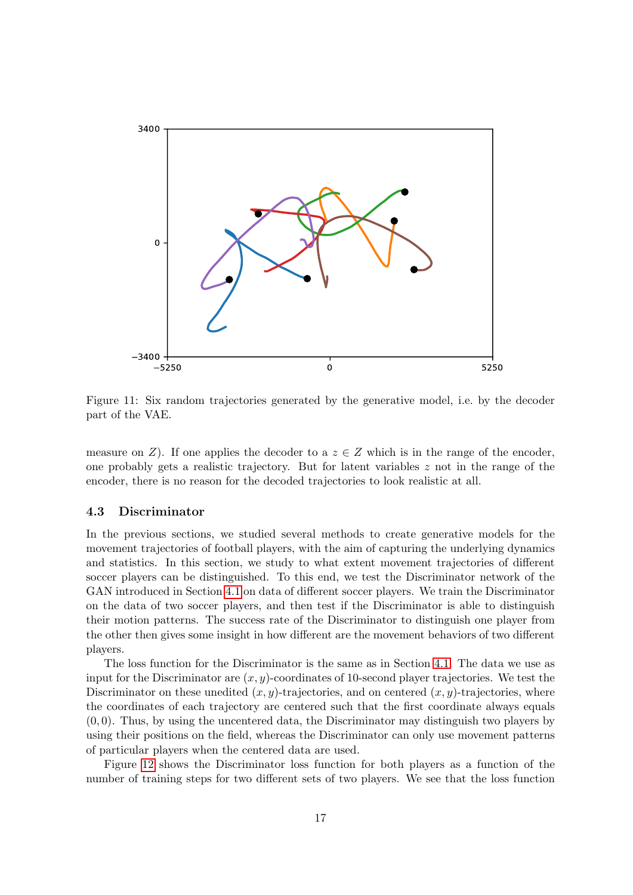Figure 11: Six random trajectories generated by the generative model, i.e. by the decoder part of the VAE.

measure on $Z$). If one applies the decoder to a $z \in Z$ which is in the range of the encoder, one probably gets a realistic trajectory. But for latent variables $z$ not in the range of the encoder, there is no reason for the decoded trajectories to look realistic at all.

### 4.3 Discriminator

In the previous sections, we studied several methods to create generative models for the movement trajectories of football players, with the aim of capturing the underlying dynamics and statistics. In this section, we study to what extent movement trajectories of different soccer players can be distinguished. To this end, we test the Discriminator network of the GAN introduced in Section 4.1 on data of different soccer players. We train the Discriminator on the data of two soccer players, and then test if the Discriminator is able to distinguish their motion patterns. The success rate of the Discriminator to distinguish one player from the other then gives some insight in how different are the movement behaviors of two different players.

The loss function for the Discriminator is the same as in Section 4.1. The data we use as input for the Discriminator are $(x, y)$-coordinates of 10-second player trajectories. We test the Discriminator on these unedited $(x, y)$-trajectories, and on centered $(x, y)$-trajectories, where the coordinates of each trajectory are centered such that the first coordinate always equals $(0, 0)$. Thus, by using the uncentered data, the Discriminator may distinguish two players by using their positions on the field, whereas the Discriminator can only use movement patterns of particular players when the centered data are used.

Figure 12 shows the Discriminator loss function for both players as a function of the number of training steps for two different sets of two players. We see that the loss function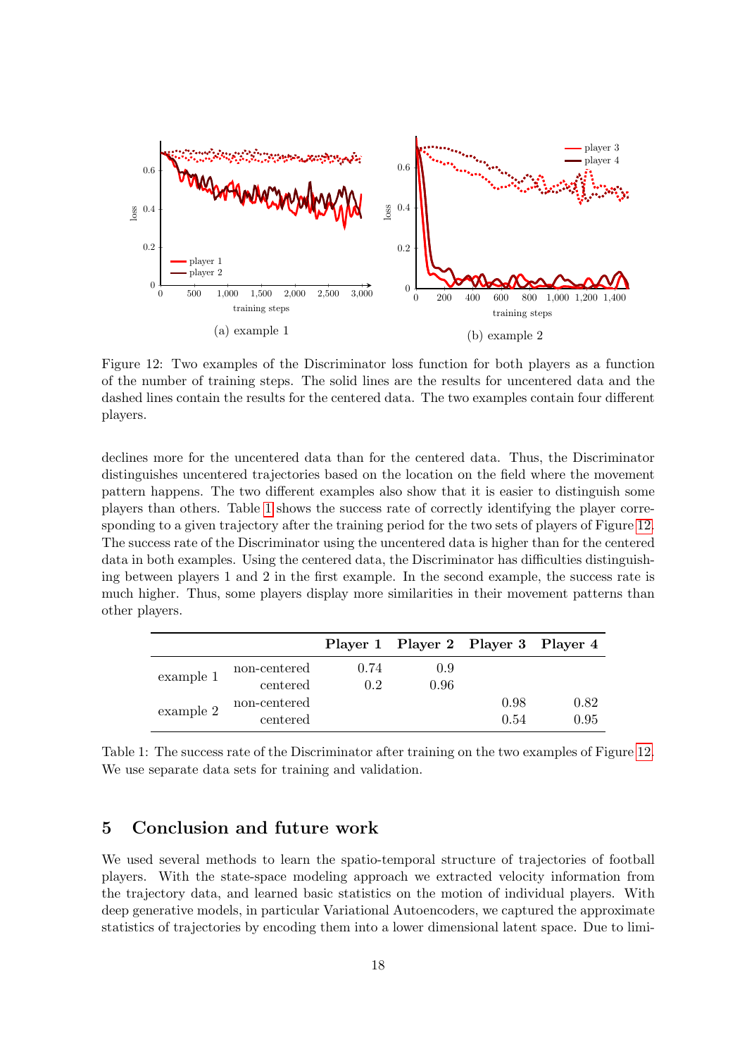Figure 12: Two examples of the Discriminator loss function for both players as a function of the number of training steps. The solid lines are the results for uncentered data and the dashed lines contain the results for the centered data. The two examples contain four different players.

declines more for the uncentered data than for the centered data. Thus, the Discriminator distinguishes uncentered trajectories based on the location on the field where the movement pattern happens. The two different examples also show that it is easier to distinguish some players than others. Table 1 shows the success rate of correctly identifying the player corresponding to a given trajectory after the training period for the two sets of players of Figure 12. The success rate of the Discriminator using the uncentered data is higher than for the centered data in both examples. Using the centered data, the Discriminator has difficulties distinguishing between players 1 and 2 in the first example. In the second example, the success rate is much higher. Thus, some players display more similarities in their movement patterns than other players.

| | | **Player 1** | **Player 2** | **Player 3** | **Player 4** |
|---|---|---|---|---|---|
| example 1 | non-centered | 0.74 | 0.9 | | |
| | centered | 0.2 | 0.96 | | |
| example 2 | non-centered | | | 0.98 | 0.82 |
| | centered | | | 0.54 | 0.95 |

Table 1: The success rate of the Discriminator after training on the two examples of Figure 12. We use separate data sets for training and validation.

## 5 Conclusion and future work

We used several methods to learn the spatio-temporal structure of trajectories of football players. With the state-space modeling approach we extracted velocity information from the trajectory data, and learned basic statistics on the motion of individual players. With deep generative models, in particular Variational Autoencoders, we captured the approximate statistics of trajectories by encoding them into a lower dimensional latent space. Due to limi-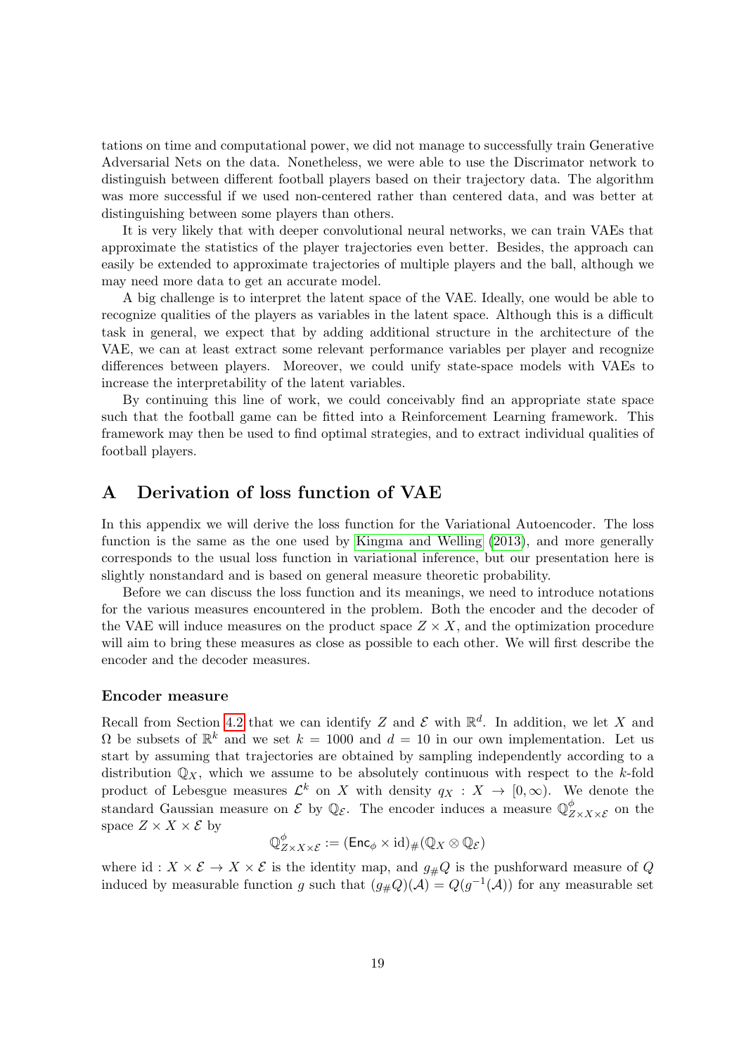tations on time and computational power, we did not manage to successfully train Generative Adversarial Nets on the data. Nonetheless, we were able to use the Discriminator network to distinguish between different football players based on their trajectory data. The algorithm was more successful if we used non-centered rather than centered data, and was better at distinguishing between some players than others.

It is very likely that with deeper convolutional neural networks, we can train VAEs that approximate the statistics of the player trajectories even better. Besides, the approach can easily be extended to approximate trajectories of multiple players and the ball, although we may need more data to get an accurate model.

A big challenge is to interpret the latent space of the VAE. Ideally, one would be able to recognize qualities of the players as variables in the latent space. Although this is a difficult task in general, we expect that by adding additional structure in the architecture of the VAE, we can at least extract some relevant performance variables per player and recognize differences between players. Moreover, we could unify state-space models with VAEs to increase the interpretability of the latent variables.

By continuing this line of work, we could conceivably find an appropriate state space such that the football game can be fitted into a Reinforcement Learning framework. This framework may then be used to find optimal strategies, and to extract individual qualities of football players.

# A Derivation of loss function of VAE

In this appendix we will derive the loss function for the Variational Autoencoder. The loss function is the same as the one used by Kingma and Welling (2013), and more generally corresponds to the usual loss function in variational inference, but our presentation here is slightly nonstandard and is based on general measure theoretic probability.

Before we can discuss the loss function and its meanings, we need to introduce notations for the various measures encountered in the problem. Both the encoder and the decoder of the VAE will induce measures on the product space $Z \times X$, and the optimization procedure will aim to bring these measures as close as possible to each other. We will first describe the encoder and the decoder measures.

### Encoder measure

Recall from Section 4.2 that we can identify $Z$ and $\mathcal{E}$ with $\mathbb{R}^d$. In addition, we let $X$ and $\Omega$ be subsets of $\mathbb{R}^k$ and we set $k = 1000$ and $d = 10$ in our own implementation. Let us start by assuming that trajectories are obtained by sampling independently according to a distribution $\mathbb{Q}_X$, which we assume to be absolutely continuous with respect to the $k$-fold product of Lebesgue measures $\mathcal{L}^k$ on $X$ with density $q_X : X \to [0, \infty)$. We denote the standard Gaussian measure on $\mathcal{E}$ by $\mathbb{Q}_{\mathcal{E}}$. The encoder induces a measure $\mathbb{Q}^{\phi}_{Z \times X \times \mathcal{E}}$ on the space $Z \times X \times \mathcal{E}$ by

$$\mathbb{Q}^{\phi}_{Z \times X \times \mathcal{E}} := (\mathsf{Enc}_{\phi} \times \mathrm{id})_{\#}(\mathbb{Q}_X \otimes \mathbb{Q}_{\mathcal{E}})$$

where $\mathrm{id} : X \times \mathcal{E} \to X \times \mathcal{E}$ is the identity map, and $g_{\#}Q$ is the pushforward measure of $Q$ induced by measurable function $g$ such that $(g_{\#}Q)(\mathcal{A}) = Q(g^{-1}(\mathcal{A}))$ for any measurable set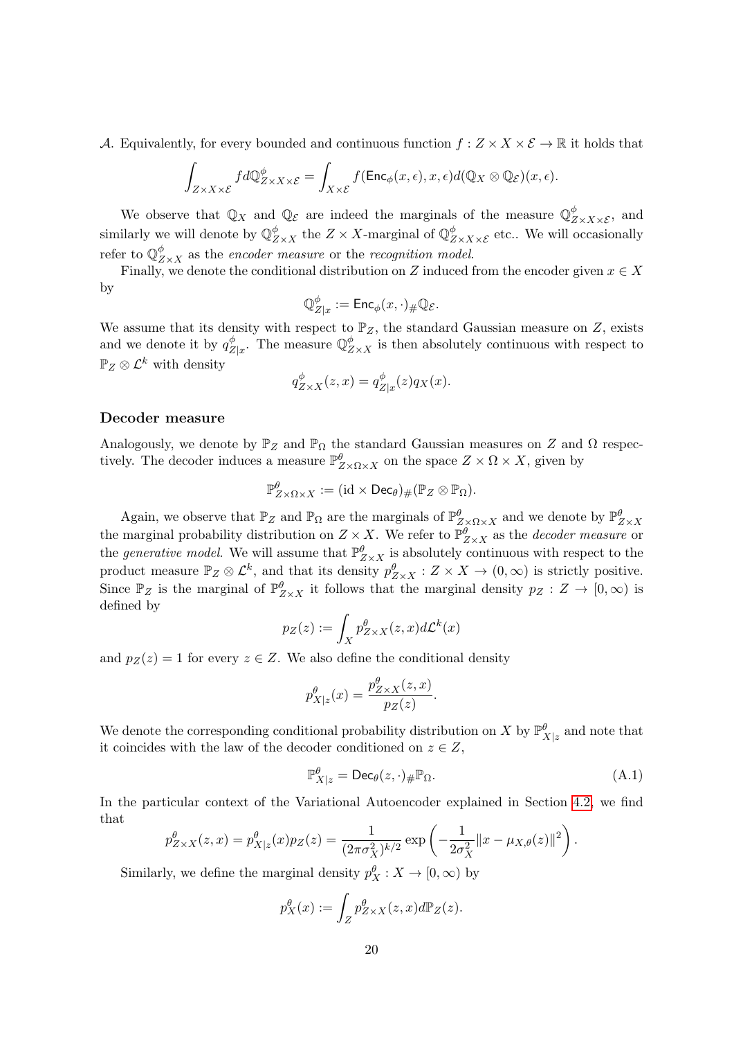$\mathcal{A}$. Equivalently, for every bounded and continuous function $f : Z \times X \times \mathcal{E} \to \mathbb{R}$ it holds that

$$\int_{Z \times X \times \mathcal{E}} f d\mathbb{Q}^{\phi}_{Z \times X \times \mathcal{E}} = \int_{X \times \mathcal{E}} f(\mathsf{Enc}_{\phi}(x, \epsilon), x, \epsilon) d(\mathbb{Q}_X \otimes \mathbb{Q}_{\mathcal{E}})(x, \epsilon).$$

We observe that $\mathbb{Q}_X$ and $\mathbb{Q}_{\mathcal{E}}$ are indeed the marginals of the measure $\mathbb{Q}^{\phi}_{Z \times X \times \mathcal{E}}$, and similarly we will denote by $\mathbb{Q}^{\phi}_{Z \times X}$ the $Z \times X$-marginal of $\mathbb{Q}^{\phi}_{Z \times X \times \mathcal{E}}$ etc.. We will occasionally refer to $\mathbb{Q}^{\phi}_{Z \times X}$ as the *encoder measure* or the *recognition model*.

Finally, we denote the conditional distribution on $Z$ induced from the encoder given $x \in X$ by

$$\mathbb{Q}^{\phi}_{Z|x} := \mathsf{Enc}_{\phi}(x, \cdot)_{\#} \mathbb{Q}_{\mathcal{E}}.$$

We assume that its density with respect to $\mathbb{P}_Z$, the standard Gaussian measure on $Z$, exists and we denote it by $q^{\phi}_{Z|x}$. The measure $\mathbb{Q}^{\phi}_{Z \times X}$ is then absolutely continuous with respect to $\mathbb{P}_Z \otimes \mathcal{L}^k$ with density

$$q^{\phi}_{Z \times X}(z, x) = q^{\phi}_{Z|x}(z) q_X(x).$$

### Decoder measure

Analogously, we denote by $\mathbb{P}_Z$ and $\mathbb{P}_{\Omega}$ the standard Gaussian measures on $Z$ and $\Omega$ respectively. The decoder induces a measure $\mathbb{P}^{\theta}_{Z \times \Omega \times X}$ on the space $Z \times \Omega \times X$, given by

$$\mathbb{P}^{\theta}_{Z \times \Omega \times X} := (\mathrm{id} \times \mathsf{Dec}_{\theta})_{\#}(\mathbb{P}_Z \otimes \mathbb{P}_{\Omega}).$$

Again, we observe that $\mathbb{P}_Z$ and $\mathbb{P}_{\Omega}$ are the marginals of $\mathbb{P}^{\theta}_{Z \times \Omega \times X}$ and we denote by $\mathbb{P}^{\theta}_{Z \times X}$ the marginal probability distribution on $Z \times X$. We refer to $\mathbb{P}^{\theta}_{Z \times X}$ as the *decoder measure* or the *generative model*. We will assume that $\mathbb{P}^{\theta}_{Z \times X}$ is absolutely continuous with respect to the product measure $\mathbb{P}_Z \otimes \mathcal{L}^k$, and that its density $p^{\theta}_{Z \times X} : Z \times X \to (0, \infty)$ is strictly positive. Since $\mathbb{P}_Z$ is the marginal of $\mathbb{P}^{\theta}_{Z \times X}$ it follows that the marginal density $p_Z : Z \to [0, \infty)$ is defined by

$$p_Z(z) := \int_X p^{\theta}_{Z \times X}(z, x) d\mathcal{L}^k(x)$$

and $p_Z(z) = 1$ for every $z \in Z$. We also define the conditional density

$$p^{\theta}_{X|z}(x) = \frac{p^{\theta}_{Z \times X}(z, x)}{p_Z(z)}.$$

We denote the corresponding conditional probability distribution on $X$ by $\mathbb{P}^{\theta}_{X|z}$ and note that it coincides with the law of the decoder conditioned on $z \in Z$,

$$\mathbb{P}^{\theta}_{X|z} = \mathsf{Dec}_{\theta}(z, \cdot)_{\#} \mathbb{P}_{\Omega}. \tag{A.1}$$

In the particular context of the Variational Autoencoder explained in Section 4.2, we find that

$$p^{\theta}_{Z \times X}(z, x) = p^{\theta}_{X|z}(x) p_Z(z) = \frac{1}{(2\pi\sigma_X^2)^{k/2}} \exp\left(-\frac{1}{2\sigma_X^2} \|x - \mu_{X,\theta}(z)\|^2\right).$$

Similarly, we define the marginal density $p^{\theta}_X : X \to [0, \infty)$ by

$$p^{\theta}_X(x) := \int_Z p^{\theta}_{Z \times X}(z, x) d\mathbb{P}_Z(z).$$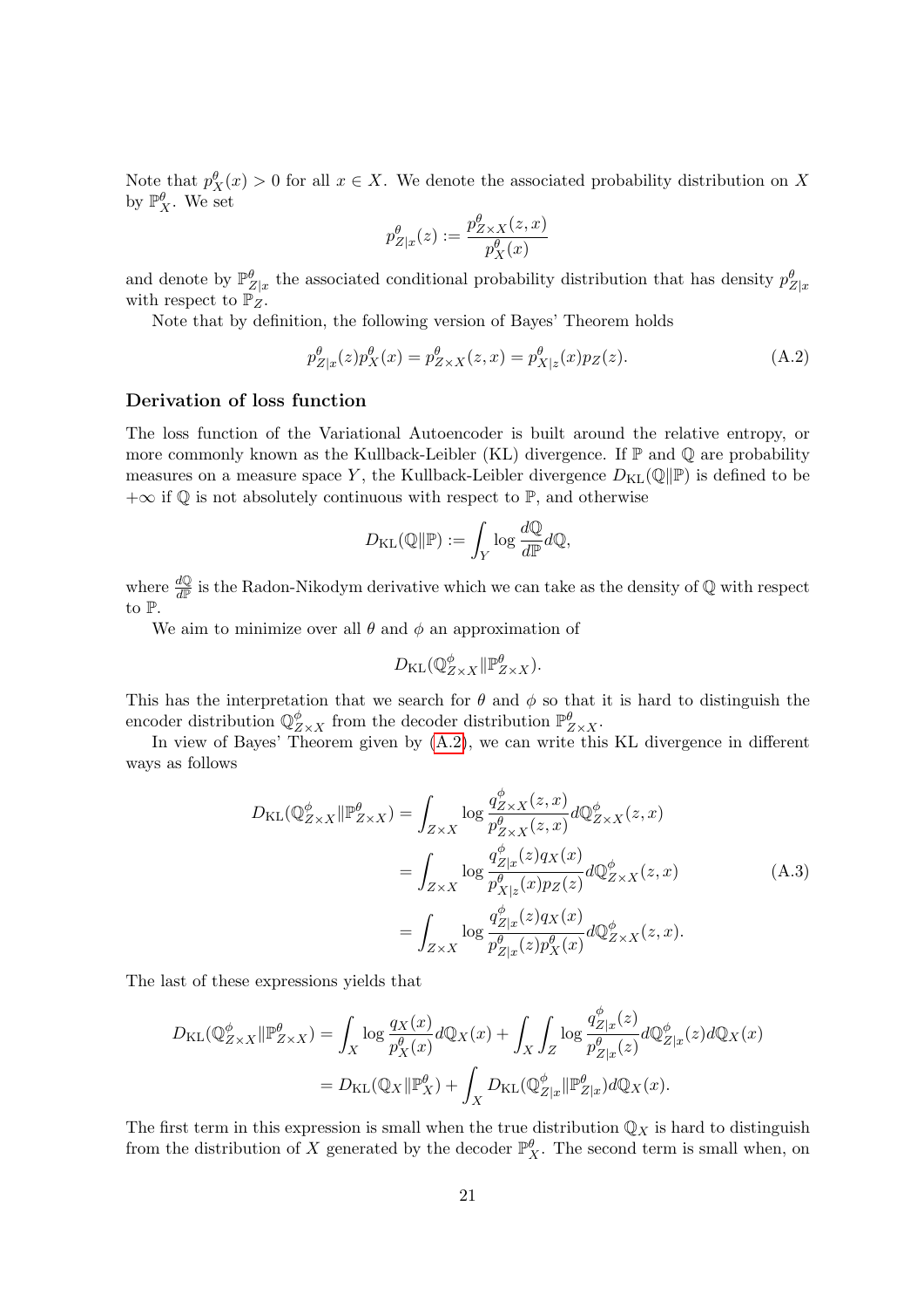Note that $p^\theta_X(x) > 0$ for all $x \in X$. We denote the associated probability distribution on $X$ by $\mathbb{P}^\theta_X$. We set

$$p^\theta_{Z|x}(z) := \frac{p^\theta_{Z\times X}(z,x)}{p^\theta_X(x)}$$

and denote by $\mathbb{P}^\theta_{Z|x}$ the associated conditional probability distribution that has density $p^\theta_{Z|x}$ with respect to $\mathbb{P}_Z$.

Note that by definition, the following version of Bayes' Theorem holds

$$p^\theta_{Z|x}(z)p^\theta_X(x) = p^\theta_{Z\times X}(z,x) = p^\theta_{X|z}(x)p_Z(z). \tag{A.2}$$

### Derivation of loss function

The loss function of the Variational Autoencoder is built around the relative entropy, or more commonly known as the Kullback-Leibler (KL) divergence. If $\mathbb{P}$ and $\mathbb{Q}$ are probability measures on a measure space $Y$, the Kullback-Leibler divergence $D_{\mathrm{KL}}(\mathbb{Q}\|\mathbb{P})$ is defined to be $+\infty$ if $\mathbb{Q}$ is not absolutely continuous with respect to $\mathbb{P}$, and otherwise

$$D_{\mathrm{KL}}(\mathbb{Q}\|\mathbb{P}) := \int_Y \log \frac{d\mathbb{Q}}{d\mathbb{P}} d\mathbb{Q},$$

where $\frac{d\mathbb{Q}}{d\mathbb{P}}$ is the Radon-Nikodym derivative which we can take as the density of $\mathbb{Q}$ with respect to $\mathbb{P}$.

We aim to minimize over all $\theta$ and $\phi$ an approximation of

$$D_{\mathrm{KL}}(\mathbb{Q}^\phi_{Z\times X}\|\mathbb{P}^\theta_{Z\times X}).$$

This has the interpretation that we search for $\theta$ and $\phi$ so that it is hard to distinguish the encoder distribution $\mathbb{Q}^\phi_{Z\times X}$ from the decoder distribution $\mathbb{P}^\theta_{Z\times X}$.

In view of Bayes' Theorem given by (A.2), we can write this KL divergence in different ways as follows

$$\begin{aligned}
D_{\mathrm{KL}}(\mathbb{Q}^\phi_{Z\times X}\|\mathbb{P}^\theta_{Z\times X}) &= \int_{Z\times X} \log \frac{q^\phi_{Z\times X}(z,x)}{p^\theta_{Z\times X}(z,x)} d\mathbb{Q}^\phi_{Z\times X}(z,x) \\
&= \int_{Z\times X} \log \frac{q^\phi_{Z|x}(z)q_X(x)}{p^\theta_{X|z}(x)p_Z(z)} d\mathbb{Q}^\phi_{Z\times X}(z,x) \\
&= \int_{Z\times X} \log \frac{q^\phi_{Z|x}(z)q_X(x)}{p^\theta_{Z|x}(z)p^\theta_X(x)} d\mathbb{Q}^\phi_{Z\times X}(z,x).
\end{aligned} \tag{A.3}$$

The last of these expressions yields that

$$\begin{aligned}
D_{\mathrm{KL}}(\mathbb{Q}^\phi_{Z\times X}\|\mathbb{P}^\theta_{Z\times X}) &= \int_X \log \frac{q_X(x)}{p^\theta_X(x)} d\mathbb{Q}_X(x) + \int_X \int_Z \log \frac{q^\phi_{Z|x}(z)}{p^\theta_{Z|x}(z)} d\mathbb{Q}^\phi_{Z|x}(z) d\mathbb{Q}_X(x) \\
&= D_{\mathrm{KL}}(\mathbb{Q}_X\|\mathbb{P}^\theta_X) + \int_X D_{\mathrm{KL}}(\mathbb{Q}^\phi_{Z|x}\|\mathbb{P}^\theta_{Z|x}) d\mathbb{Q}_X(x).
\end{aligned}$$

The first term in this expression is small when the true distribution $\mathbb{Q}_X$ is hard to distinguish from the distribution of $X$ generated by the decoder $\mathbb{P}^\theta_X$. The second term is small when, on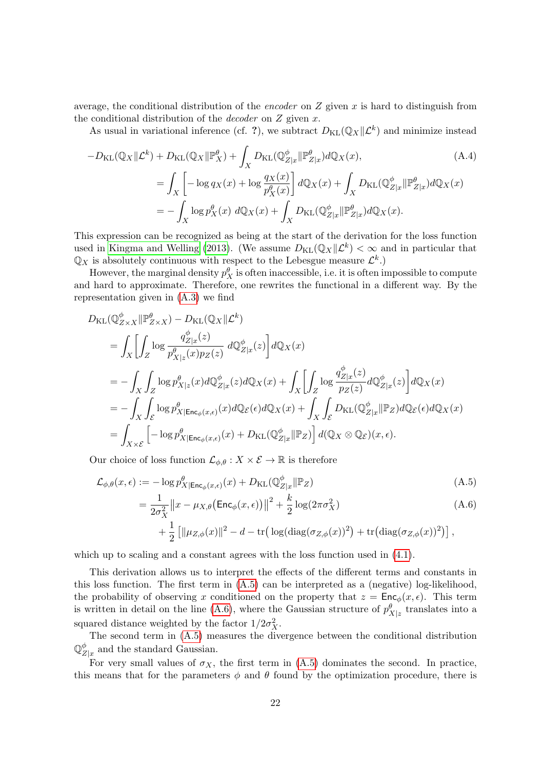average, the conditional distribution of the *encoder* on $Z$ given $x$ is hard to distinguish from the conditional distribution of the *decoder* on $Z$ given $x$.

As usual in variational inference (cf. **?**), we subtract $D_{\mathrm{KL}}(\mathbb{Q}_X \| \mathcal{L}^k)$ and minimize instead

$$
\begin{aligned}
-D_{\mathrm{KL}}(\mathbb{Q}_X\|\mathcal{L}^k) &+ D_{\mathrm{KL}}(\mathbb{Q}_X\|\mathbb{P}^\theta_X) + \int_X D_{\mathrm{KL}}(\mathbb{Q}^\phi_{Z|x}\|\mathbb{P}^\theta_{Z|x})d\mathbb{Q}_X(x), \qquad\qquad (A.4)\\
&= \int_X \left[ -\log q_X(x) + \log \frac{q_X(x)}{p^\theta_X(x)} \right] d\mathbb{Q}_X(x) + \int_X D_{\mathrm{KL}}(\mathbb{Q}^\phi_{Z|x}\|\mathbb{P}^\theta_{Z|x})d\mathbb{Q}_X(x)\\
&= -\int_X \log p^\theta_X(x)\ d\mathbb{Q}_X(x) + \int_X D_{\mathrm{KL}}(\mathbb{Q}^\phi_{Z|x}\|\mathbb{P}^\theta_{Z|x})d\mathbb{Q}_X(x).
\end{aligned}
$$

This expression can be recognized as being at the start of the derivation for the loss function used in Kingma and Welling (2013). (We assume $D_{\mathrm{KL}}(\mathbb{Q}_X\|\mathcal{L}^k) < \infty$ and in particular that $\mathbb{Q}_X$ is absolutely continuous with respect to the Lebesgue measure $\mathcal{L}^k$.)

However, the marginal density $p^\theta_X$ is often inaccessible, i.e. it is often impossible to compute and hard to approximate. Therefore, one rewrites the functional in a different way. By the representation given in (A.3) we find

$$
\begin{aligned}
&D_{\mathrm{KL}}(\mathbb{Q}^\phi_{Z\times X}\|\mathbb{P}^\theta_{Z\times X}) - D_{\mathrm{KL}}(\mathbb{Q}_X\|\mathcal{L}^k)\\
&= \int_X \left[ \int_Z \log \frac{q^\phi_{Z|x}(z)}{p^\theta_{X|z}(x)p_Z(z)}\ d\mathbb{Q}^\phi_{Z|x}(z) \right] d\mathbb{Q}_X(x)\\
&= -\int_X\int_Z \log p^\theta_{X|z}(x) d\mathbb{Q}^\phi_{Z|x}(z) d\mathbb{Q}_X(x) + \int_X \left[ \int_Z \log \frac{q^\phi_{Z|x}(z)}{p_Z(z)} d\mathbb{Q}^\phi_{Z|x}(z) \right] d\mathbb{Q}_X(x)\\
&= -\int_X\int_{\mathcal{E}} \log p^\theta_{X|\mathsf{Enc}_\phi(x,\epsilon)}(x) d\mathbb{Q}_{\mathcal{E}}(\epsilon) d\mathbb{Q}_X(x) + \int_X\int_{\mathcal{E}} D_{\mathrm{KL}}(\mathbb{Q}^\phi_{Z|x}\|\mathbb{P}_Z) d\mathbb{Q}_{\mathcal{E}}(\epsilon) d\mathbb{Q}_X(x)\\
&= \int_{X\times\mathcal{E}} \left[ -\log p^\theta_{X|\mathsf{Enc}_\phi(x,\epsilon)}(x) + D_{\mathrm{KL}}(\mathbb{Q}^\phi_{Z|x}\|\mathbb{P}_Z) \right] d(\mathbb{Q}_X \otimes \mathbb{Q}_{\mathcal{E}})(x,\epsilon).
\end{aligned}
$$

Our choice of loss function $\mathcal{L}_{\phi,\theta} : X \times \mathcal{E} \to \mathbb{R}$ is therefore

$$
\begin{aligned}
\mathcal{L}_{\phi,\theta}(x,\epsilon) &:= -\log p^\theta_{X|\mathsf{Enc}_\phi(x,\epsilon)}(x) + D_{\mathrm{KL}}(\mathbb{Q}^\phi_{Z|x}\|\mathbb{P}_Z) \qquad\qquad (A.5)\\
&= \frac{1}{2\sigma_X^2} \left\| x - \mu_{X,\theta}\big(\mathsf{Enc}_\phi(x,\epsilon)\big) \right\|^2 + \frac{k}{2}\log(2\pi\sigma_X^2) \qquad\qquad (A.6)\\
&\quad + \frac{1}{2}\left[ \|\mu_{Z,\phi}(x)\|^2 - d - \mathrm{tr}\big(\log(\mathrm{diag}(\sigma_{Z,\phi}(x))^2\big) + \mathrm{tr}\big(\mathrm{diag}(\sigma_{Z,\phi}(x))^2\big) \right],
\end{aligned}
$$

which up to scaling and a constant agrees with the loss function used in (4.1).

This derivation allows us to interpret the effects of the different terms and constants in this loss function. The first term in (A.5) can be interpreted as a (negative) log-likelihood, the probability of observing $x$ conditioned on the property that $z = \mathsf{Enc}_\phi(x,\epsilon)$. This term is written in detail on the line (A.6), where the Gaussian structure of $p^\theta_{X|z}$ translates into a squared distance weighted by the factor $1/2\sigma_X^2$.

The second term in (A.5) measures the divergence between the conditional distribution $\mathbb{Q}^\phi_{Z|x}$ and the standard Gaussian.

For very small values of $\sigma_X$, the first term in (A.5) dominates the second. In practice, this means that for the parameters $\phi$ and $\theta$ found by the optimization procedure, there is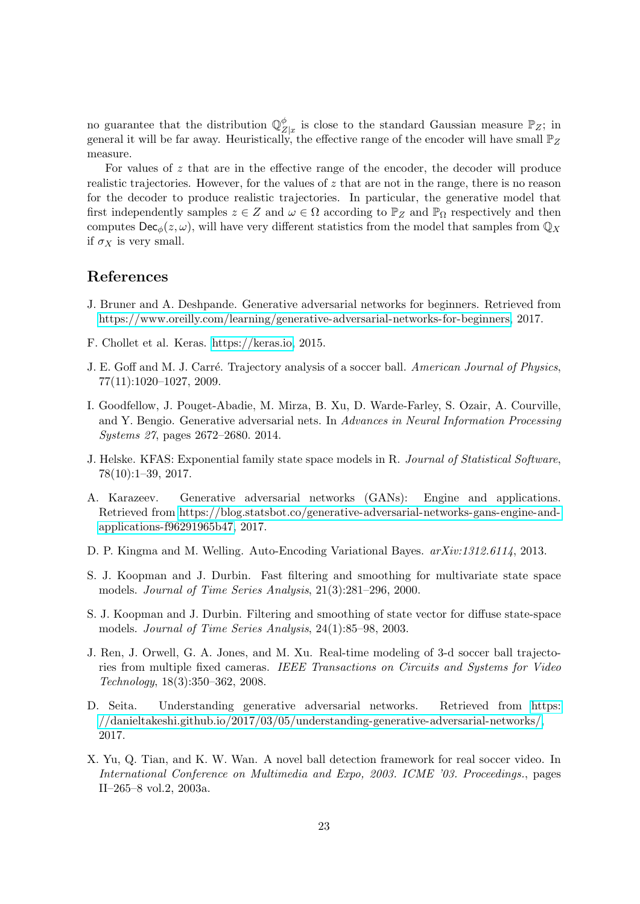no guarantee that the distribution $\mathbb{Q}^{\phi}_{Z|x}$ is close to the standard Gaussian measure $\mathbb{P}_Z$; in general it will be far away. Heuristically, the effective range of the encoder will have small $\mathbb{P}_Z$ measure.

For values of $z$ that are in the effective range of the encoder, the decoder will produce realistic trajectories. However, for the values of $z$ that are not in the range, there is no reason for the decoder to produce realistic trajectories. In particular, the generative model that first independently samples $z \in Z$ and $\omega \in \Omega$ according to $\mathbb{P}_Z$ and $\mathbb{P}_\Omega$ respectively and then computes $\mathsf{Dec}_\phi(z, \omega)$, will have very different statistics from the model that samples from $\mathbb{Q}_X$ if $\sigma_X$ is very small.

## References

J. Bruner and A. Deshpande. Generative adversarial networks for beginners. Retrieved from https://www.oreilly.com/learning/generative-adversarial-networks-for-beginners, 2017.

F. Chollet et al. Keras. https://keras.io, 2015.

J. E. Goff and M. J. Carré. Trajectory analysis of a soccer ball. *American Journal of Physics*, 77(11):1020–1027, 2009.

I. Goodfellow, J. Pouget-Abadie, M. Mirza, B. Xu, D. Warde-Farley, S. Ozair, A. Courville, and Y. Bengio. Generative adversarial nets. In *Advances in Neural Information Processing Systems 27*, pages 2672–2680. 2014.

J. Helske. KFAS: Exponential family state space models in R. *Journal of Statistical Software*, 78(10):1–39, 2017.

A. Karazeev. Generative adversarial networks (GANs): Engine and applications. Retrieved from https://blog.statsbot.co/generative-adversarial-networks-gans-engine-and-applications-f96291965b47, 2017.

D. P. Kingma and M. Welling. Auto-Encoding Variational Bayes. *arXiv:1312.6114*, 2013.

S. J. Koopman and J. Durbin. Fast filtering and smoothing for multivariate state space models. *Journal of Time Series Analysis*, 21(3):281–296, 2000.

S. J. Koopman and J. Durbin. Filtering and smoothing of state vector for diffuse state-space models. *Journal of Time Series Analysis*, 24(1):85–98, 2003.

J. Ren, J. Orwell, G. A. Jones, and M. Xu. Real-time modeling of 3-d soccer ball trajectories from multiple fixed cameras. *IEEE Transactions on Circuits and Systems for Video Technology*, 18(3):350–362, 2008.

D. Seita. Understanding generative adversarial networks. Retrieved from https://danieltakeshi.github.io/2017/03/05/understanding-generative-adversarial-networks/, 2017.

X. Yu, Q. Tian, and K. W. Wan. A novel ball detection framework for real soccer video. In *International Conference on Multimedia and Expo, 2003. ICME '03. Proceedings.*, pages II–265–8 vol.2, 2003a.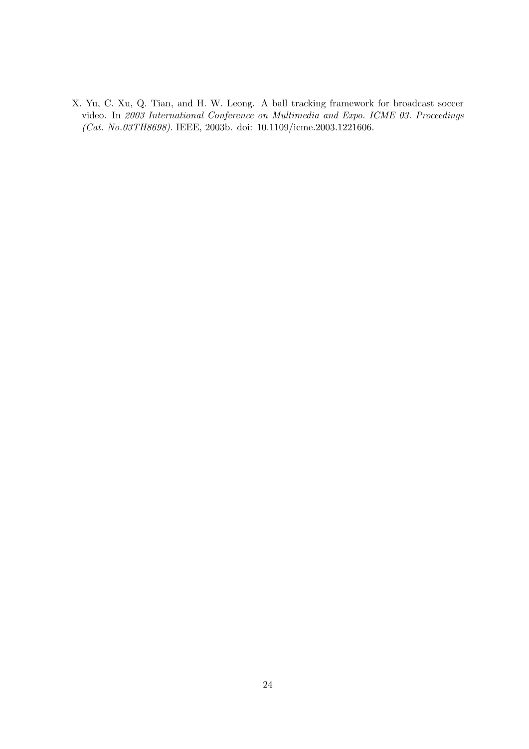X. Yu, C. Xu, Q. Tian, and H. W. Leong. A ball tracking framework for broadcast soccer video. In *2003 International Conference on Multimedia and Expo. ICME 03. Proceedings (Cat. No.03TH8698)*. IEEE, 2003b. doi: 10.1109/icme.2003.1221606.